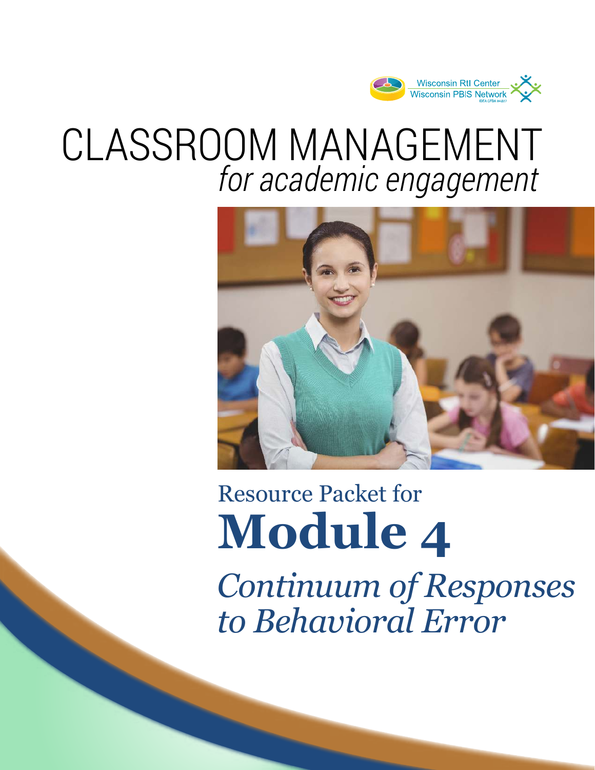Wisconsin RtI Center
Wisconsin PBIS Network
IDEA CFDA 84.027

# CLASSROOM MANAGEMENT
*for academic engagement*

Resource Packet for

# Module 4

*Continuum of Responses to Behavioral Error*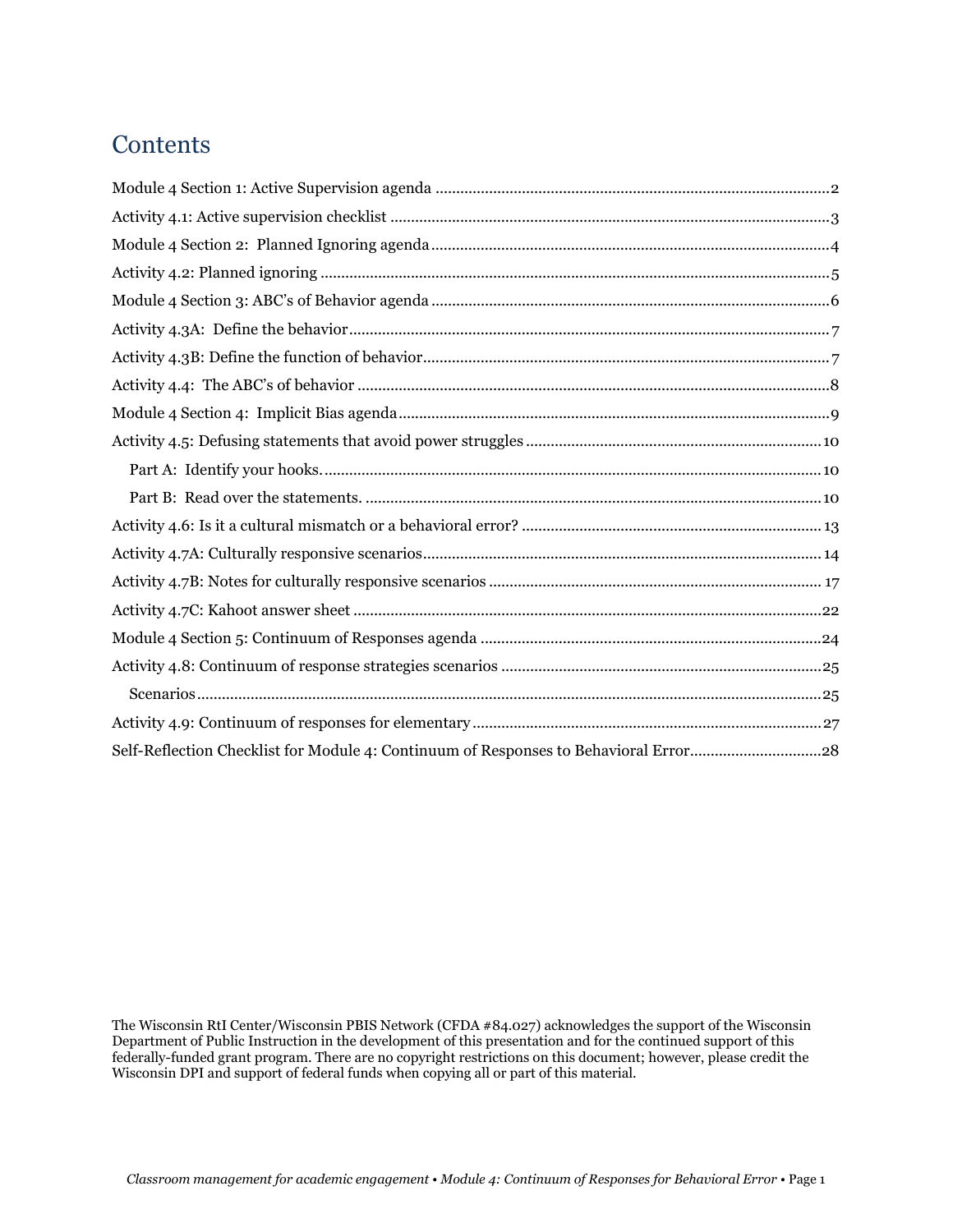# Contents

Module 4 Section 1: Active Supervision agenda ............................................................................................2

Activity 4.1: Active supervision checklist ......................................................................................................3

Module 4 Section 2: Planned Ignoring agenda ..............................................................................................4

Activity 4.2: Planned ignoring .......................................................................................................................5

Module 4 Section 3: ABC's of Behavior agenda ............................................................................................6

Activity 4.3A: Define the behavior ................................................................................................................7

Activity 4.3B: Define the function of behavior ..............................................................................................7

Activity 4.4: The ABC's of behavior ..............................................................................................................8

Module 4 Section 4: Implicit Bias agenda ......................................................................................................9

Activity 4.5: Defusing statements that avoid power struggles .....................................................................10

- Part A: Identify your hooks. ......................................................................................................................10
- Part B: Read over the statements. .............................................................................................................10

Activity 4.6: Is it a cultural mismatch or a behavioral error? ........................................................................13

Activity 4.7A: Culturally responsive scenarios ..............................................................................................14

Activity 4.7B: Notes for culturally responsive scenarios ...............................................................................17

Activity 4.7C: Kahoot answer sheet ..............................................................................................................22

Module 4 Section 5: Continuum of Responses agenda ..................................................................................24

Activity 4.8: Continuum of response strategies scenarios .............................................................................25

- Scenarios .....................................................................................................................................................25

Activity 4.9: Continuum of responses for elementary ...................................................................................27

Self-Reflection Checklist for Module 4: Continuum of Responses to Behavioral Error ...............................28

The Wisconsin RtI Center/Wisconsin PBIS Network (CFDA #84.027) acknowledges the support of the Wisconsin Department of Public Instruction in the development of this presentation and for the continued support of this federally-funded grant program. There are no copyright restrictions on this document; however, please credit the Wisconsin DPI and support of federal funds when copying all or part of this material.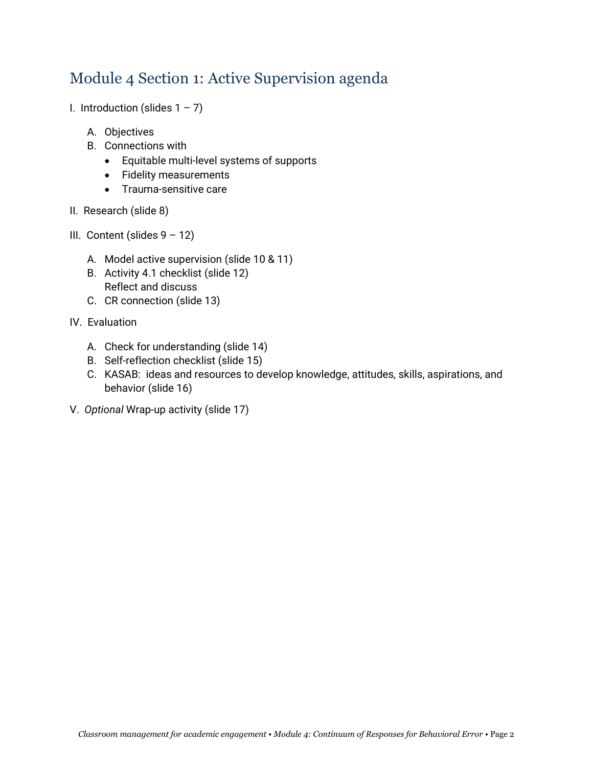## Module 4 Section 1: Active Supervision agenda

I. Introduction (slides 1 – 7)

   A. Objectives
   B. Connections with
      - Equitable multi-level systems of supports
      - Fidelity measurements
      - Trauma-sensitive care

II. Research (slide 8)

III. Content (slides 9 – 12)

   A. Model active supervision (slide 10 & 11)
   B. Activity 4.1 checklist (slide 12)
      Reflect and discuss
   C. CR connection (slide 13)

IV. Evaluation

   A. Check for understanding (slide 14)
   B. Self-reflection checklist (slide 15)
   C. KASAB: ideas and resources to develop knowledge, attitudes, skills, aspirations, and behavior (slide 16)

V. *Optional* Wrap-up activity (slide 17)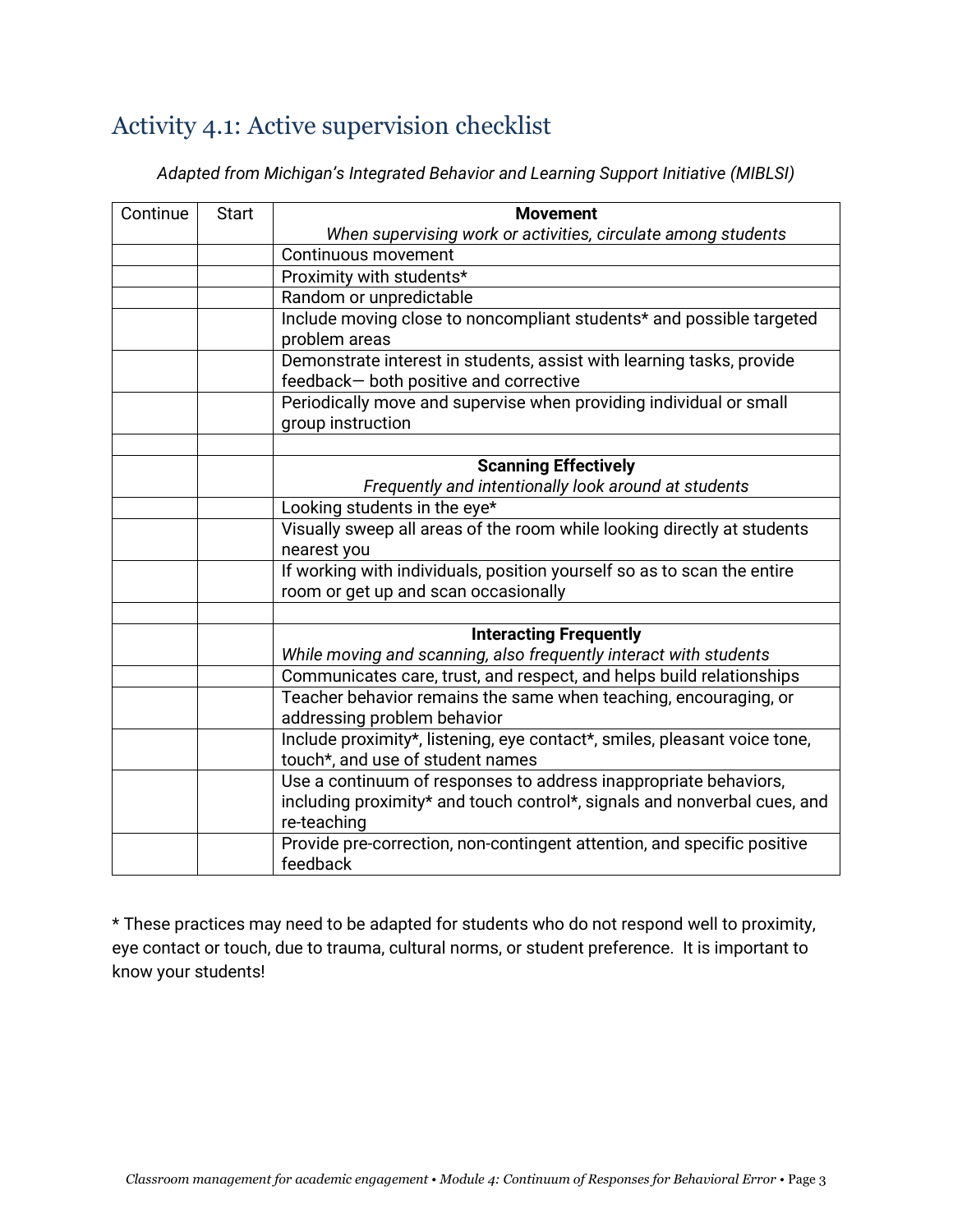## Activity 4.1: Active supervision checklist

*Adapted from Michigan's Integrated Behavior and Learning Support Initiative (MIBLSI)*

| Continue | Start | **Movement** *When supervising work or activities, circulate among students* |
|---|---|---|
| | | Continuous movement |
| | | Proximity with students* |
| | | Random or unpredictable |
| | | Include moving close to noncompliant students* and possible targeted problem areas |
| | | Demonstrate interest in students, assist with learning tasks, provide feedback— both positive and corrective |
| | | Periodically move and supervise when providing individual or small group instruction |
| | | |
| | | **Scanning Effectively** *Frequently and intentionally look around at students* |
| | | Looking students in the eye* |
| | | Visually sweep all areas of the room while looking directly at students nearest you |
| | | If working with individuals, position yourself so as to scan the entire room or get up and scan occasionally |
| | | |
| | | **Interacting Frequently** *While moving and scanning, also frequently interact with students* |
| | | Communicates care, trust, and respect, and helps build relationships |
| | | Teacher behavior remains the same when teaching, encouraging, or addressing problem behavior |
| | | Include proximity*, listening, eye contact*, smiles, pleasant voice tone, touch*, and use of student names |
| | | Use a continuum of responses to address inappropriate behaviors, including proximity* and touch control*, signals and nonverbal cues, and re-teaching |
| | | Provide pre-correction, non-contingent attention, and specific positive feedback |

* These practices may need to be adapted for students who do not respond well to proximity, eye contact or touch, due to trauma, cultural norms, or student preference. It is important to know your students!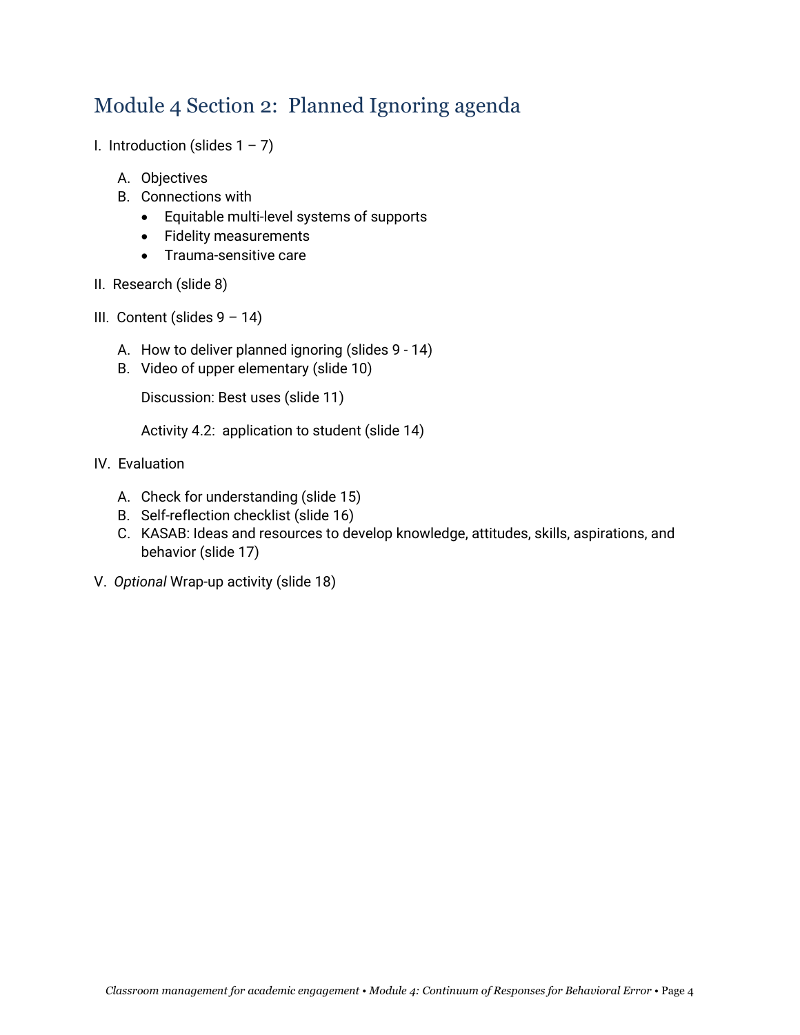## Module 4 Section 2: Planned Ignoring agenda

I. Introduction (slides 1 – 7)

   A. Objectives
   B. Connections with
      - Equitable multi-level systems of supports
      - Fidelity measurements
      - Trauma-sensitive care

II. Research (slide 8)

III. Content (slides 9 – 14)

   A. How to deliver planned ignoring (slides 9 - 14)
   B. Video of upper elementary (slide 10)

      Discussion: Best uses (slide 11)

      Activity 4.2: application to student (slide 14)

IV. Evaluation

   A. Check for understanding (slide 15)
   B. Self-reflection checklist (slide 16)
   C. KASAB: Ideas and resources to develop knowledge, attitudes, skills, aspirations, and behavior (slide 17)

V. *Optional* Wrap-up activity (slide 18)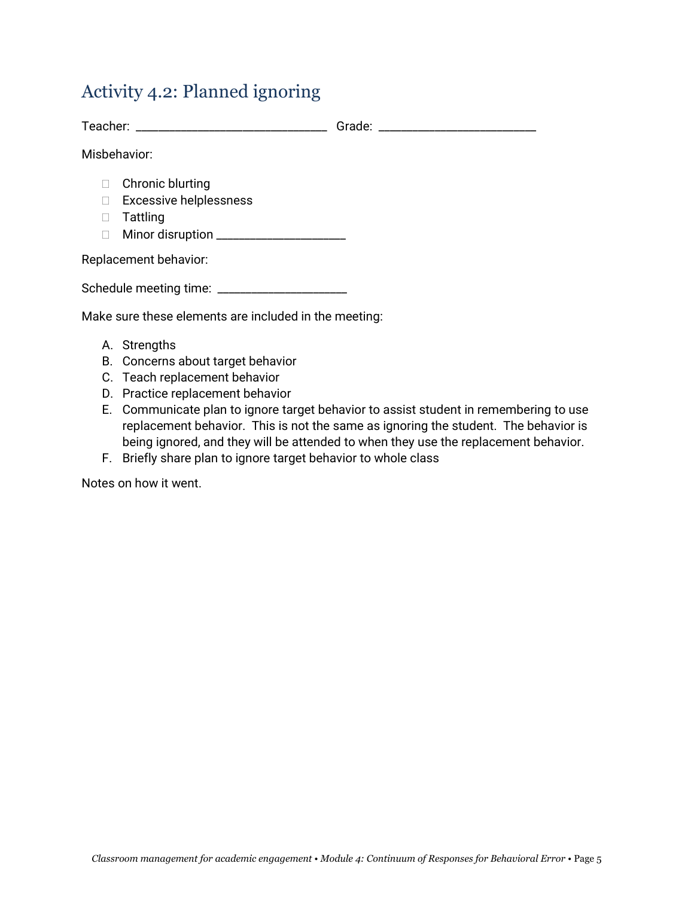## Activity 4.2: Planned ignoring

Teacher: _____________________________ Grade: ________________________

Misbehavior:

- ☐ Chronic blurting
- ☐ Excessive helplessness
- ☐ Tattling
- ☐ Minor disruption ____________________

Replacement behavior:

Schedule meeting time: ____________________

Make sure these elements are included in the meeting:

A. Strengths
B. Concerns about target behavior
C. Teach replacement behavior
D. Practice replacement behavior
E. Communicate plan to ignore target behavior to assist student in remembering to use replacement behavior. This is not the same as ignoring the student. The behavior is being ignored, and they will be attended to when they use the replacement behavior.
F. Briefly share plan to ignore target behavior to whole class

Notes on how it went.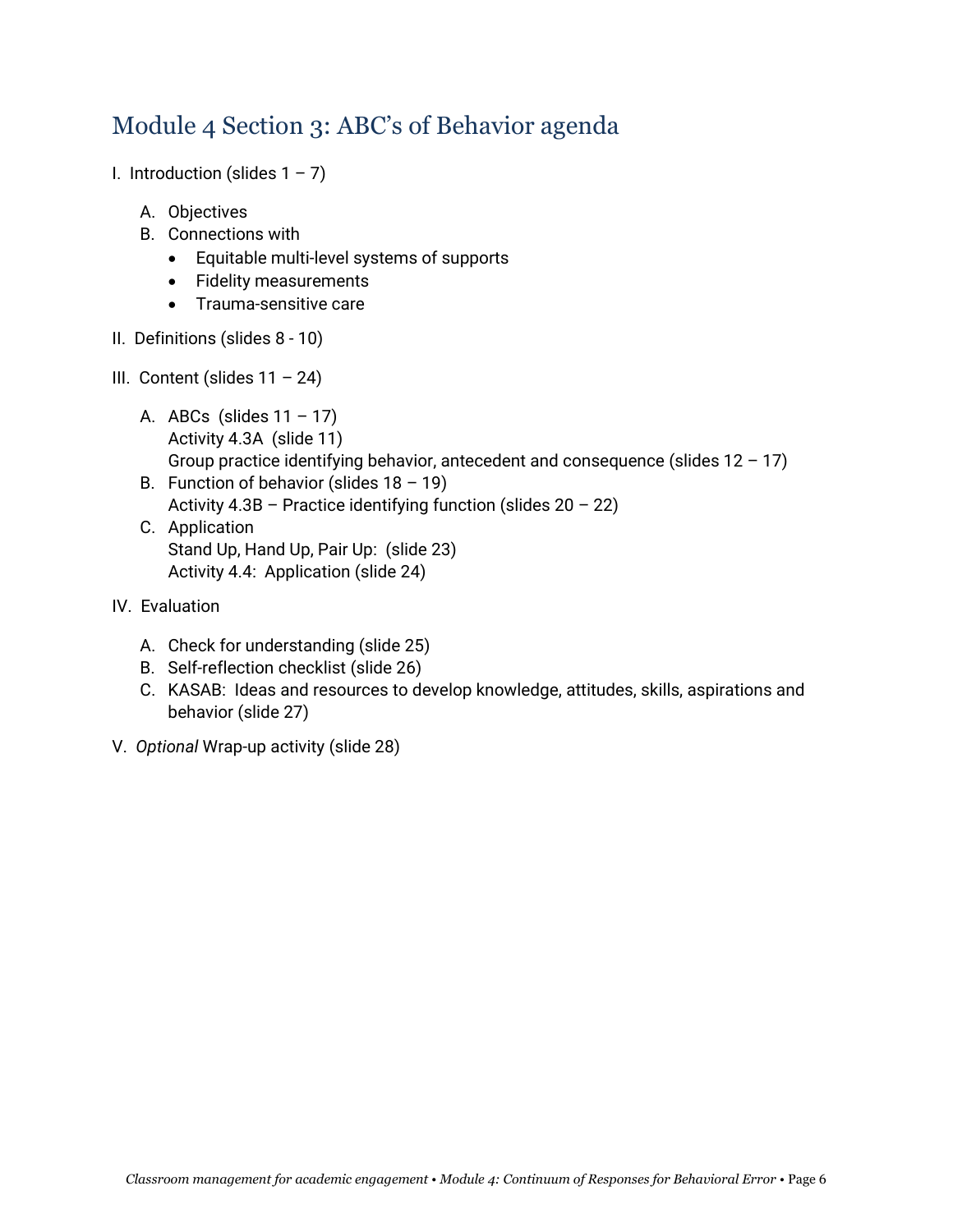## Module 4 Section 3: ABC's of Behavior agenda

I. Introduction (slides 1 – 7)

   A. Objectives
   B. Connections with
      - Equitable multi-level systems of supports
      - Fidelity measurements
      - Trauma-sensitive care

II. Definitions (slides 8 - 10)

III. Content (slides 11 – 24)

   A. ABCs (slides 11 – 17)
      Activity 4.3A (slide 11)
      Group practice identifying behavior, antecedent and consequence (slides 12 – 17)
   B. Function of behavior (slides 18 – 19)
      Activity 4.3B – Practice identifying function (slides 20 – 22)
   C. Application
      Stand Up, Hand Up, Pair Up: (slide 23)
      Activity 4.4: Application (slide 24)

IV. Evaluation

   A. Check for understanding (slide 25)
   B. Self-reflection checklist (slide 26)
   C. KASAB: Ideas and resources to develop knowledge, attitudes, skills, aspirations and behavior (slide 27)

V. *Optional* Wrap-up activity (slide 28)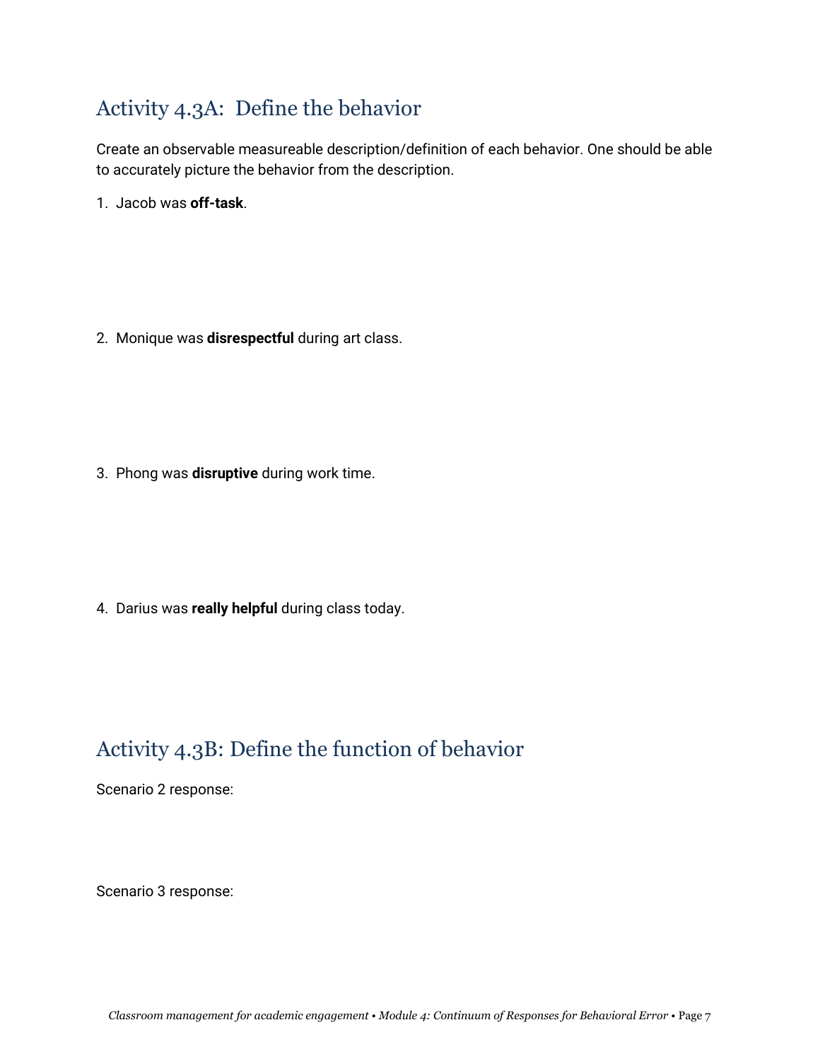## Activity 4.3A: Define the behavior

Create an observable measureable description/definition of each behavior. One should be able to accurately picture the behavior from the description.

1. Jacob was **off-task**.

2. Monique was **disrespectful** during art class.

3. Phong was **disruptive** during work time.

4. Darius was **really helpful** during class today.

## Activity 4.3B: Define the function of behavior

Scenario 2 response:

Scenario 3 response: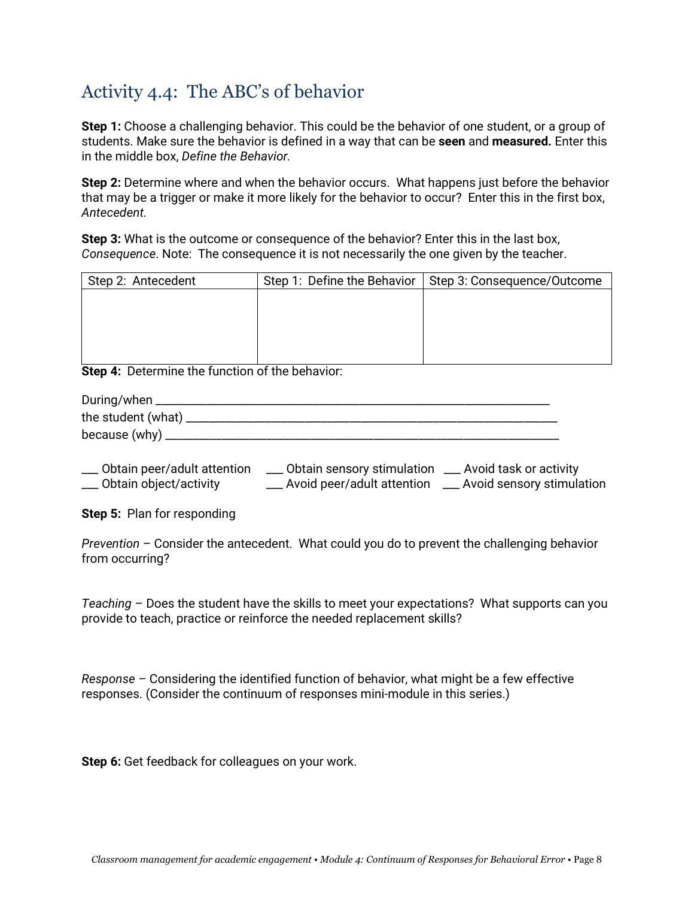## Activity 4.4: The ABC's of behavior

**Step 1:** Choose a challenging behavior. This could be the behavior of one student, or a group of students. Make sure the behavior is defined in a way that can be **seen** and **measured.** Enter this in the middle box, *Define the Behavior.*

**Step 2:** Determine where and when the behavior occurs. What happens just before the behavior that may be a trigger or make it more likely for the behavior to occur? Enter this in the first box, *Antecedent.*

**Step 3:** What is the outcome or consequence of the behavior? Enter this in the last box, *Consequence*. Note: The consequence it is not necessarily the one given by the teacher.

| Step 2: Antecedent | Step 1: Define the Behavior | Step 3: Consequence/Outcome |
|---|---|---|
| | | |

**Step 4:** Determine the function of the behavior:

During/when ______________________________________________________________
the student (what) __________________________________________________________
because (why) ______________________________________________________________

___ Obtain peer/adult attention ___ Obtain sensory stimulation ___ Avoid task or activity
___ Obtain object/activity ___ Avoid peer/adult attention ___ Avoid sensory stimulation

**Step 5:** Plan for responding

*Prevention* – Consider the antecedent. What could you do to prevent the challenging behavior from occurring?

*Teaching* – Does the student have the skills to meet your expectations? What supports can you provide to teach, practice or reinforce the needed replacement skills?

*Response* – Considering the identified function of behavior, what might be a few effective responses. (Consider the continuum of responses mini-module in this series.)

**Step 6:** Get feedback for colleagues on your work.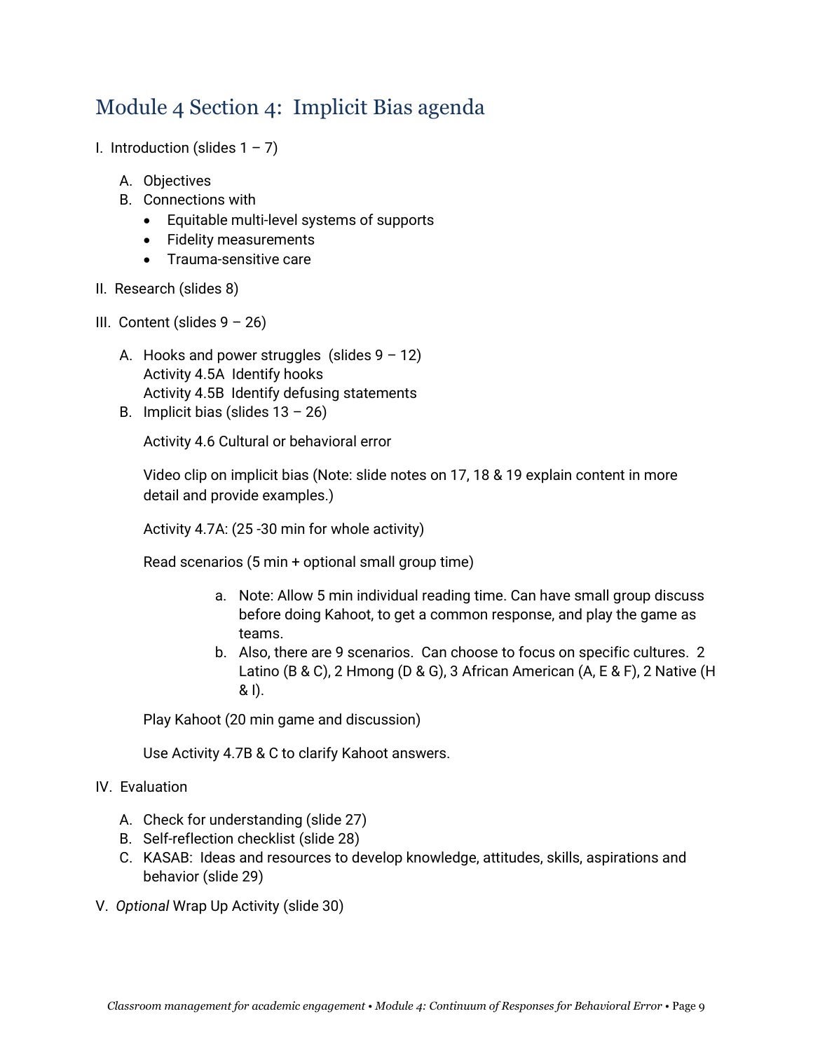# Module 4 Section 4: Implicit Bias agenda

I. Introduction (slides 1 – 7)

- A. Objectives
- B. Connections with
  - Equitable multi-level systems of supports
  - Fidelity measurements
  - Trauma-sensitive care

II. Research (slides 8)

III. Content (slides 9 – 26)

- A. Hooks and power struggles (slides 9 – 12)
  Activity 4.5A Identify hooks
  Activity 4.5B Identify defusing statements
- B. Implicit bias (slides 13 – 26)

  Activity 4.6 Cultural or behavioral error

  Video clip on implicit bias (Note: slide notes on 17, 18 & 19 explain content in more detail and provide examples.)

  Activity 4.7A: (25 -30 min for whole activity)

  Read scenarios (5 min + optional small group time)

  - a. Note: Allow 5 min individual reading time. Can have small group discuss before doing Kahoot, to get a common response, and play the game as teams.
  - b. Also, there are 9 scenarios. Can choose to focus on specific cultures. 2 Latino (B & C), 2 Hmong (D & G), 3 African American (A, E & F), 2 Native (H & I).

  Play Kahoot (20 min game and discussion)

  Use Activity 4.7B & C to clarify Kahoot answers.

IV. Evaluation

- A. Check for understanding (slide 27)
- B. Self-reflection checklist (slide 28)
- C. KASAB: Ideas and resources to develop knowledge, attitudes, skills, aspirations and behavior (slide 29)

V. *Optional* Wrap Up Activity (slide 30)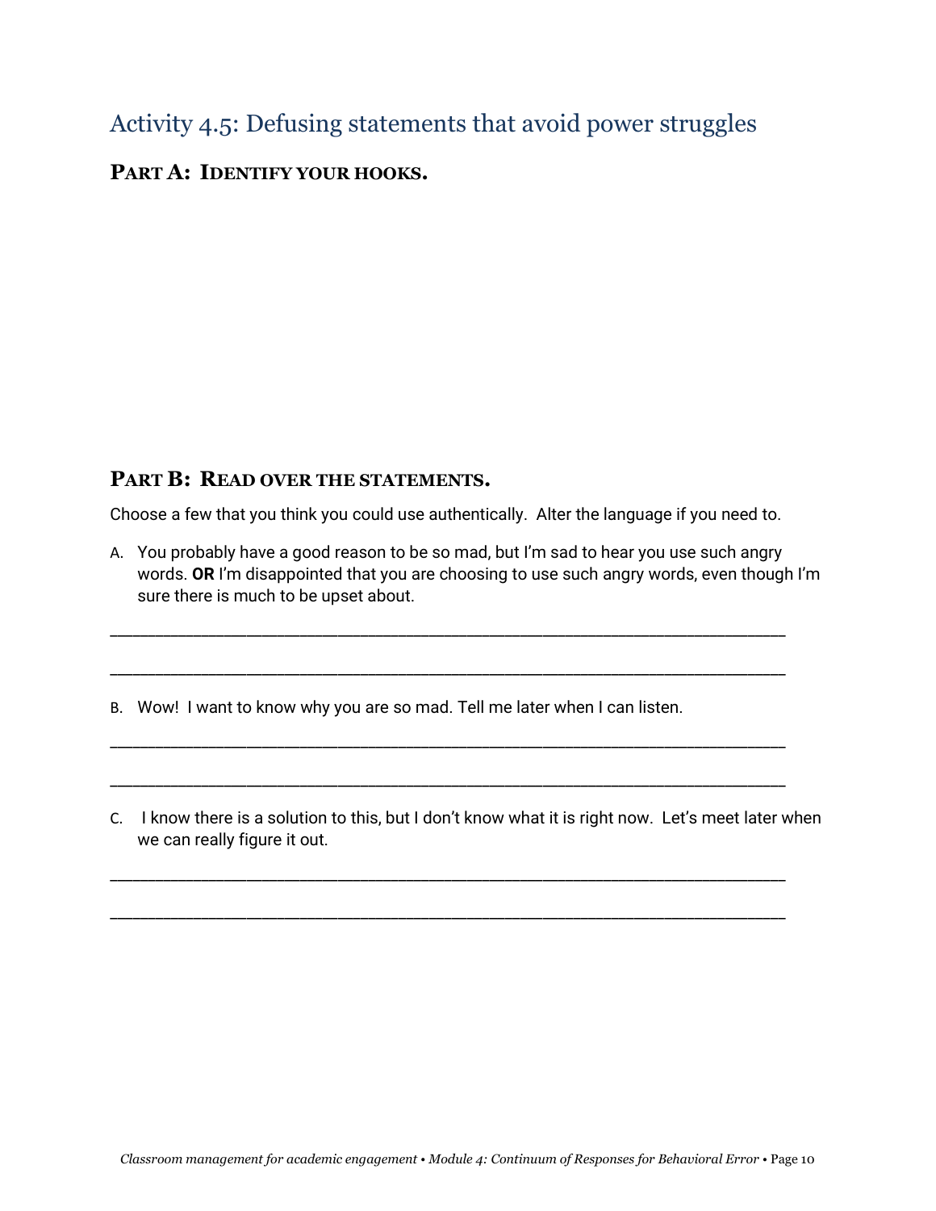## Activity 4.5: Defusing statements that avoid power struggles

### Part A: Identify your hooks.

### Part B: Read over the statements.

Choose a few that you think you could use authentically. Alter the language if you need to.

A. You probably have a good reason to be so mad, but I'm sad to hear you use such angry words. **OR** I'm disappointed that you are choosing to use such angry words, even though I'm sure there is much to be upset about.

______________________________________________________________________________

______________________________________________________________________________

B. Wow! I want to know why you are so mad. Tell me later when I can listen.

______________________________________________________________________________

______________________________________________________________________________

C. I know there is a solution to this, but I don't know what it is right now. Let's meet later when we can really figure it out.

______________________________________________________________________________

______________________________________________________________________________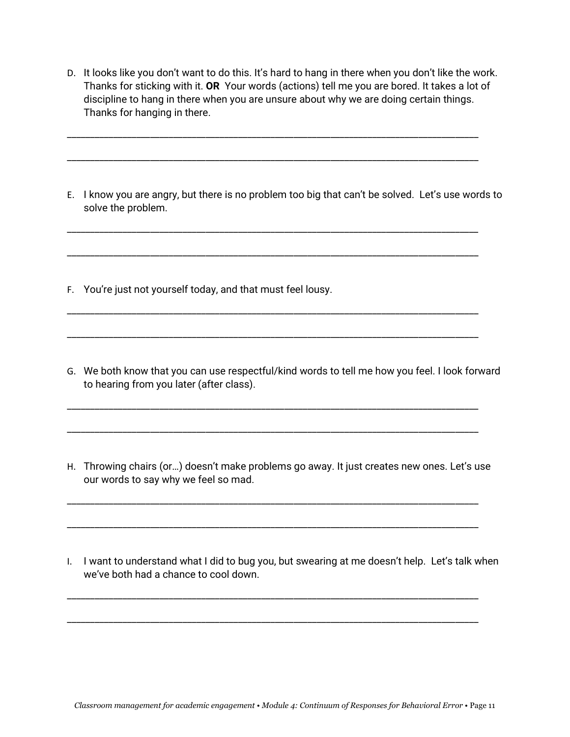D. It looks like you don't want to do this. It's hard to hang in there when you don't like the work. Thanks for sticking with it. **OR** Your words (actions) tell me you are bored. It takes a lot of discipline to hang in there when you are unsure about why we are doing certain things. Thanks for hanging in there.

________________________________________________________________________________

________________________________________________________________________________

E. I know you are angry, but there is no problem too big that can't be solved. Let's use words to solve the problem.

________________________________________________________________________________

________________________________________________________________________________

F. You're just not yourself today, and that must feel lousy.

________________________________________________________________________________

________________________________________________________________________________

G. We both know that you can use respectful/kind words to tell me how you feel. I look forward to hearing from you later (after class).

________________________________________________________________________________

________________________________________________________________________________

H. Throwing chairs (or…) doesn't make problems go away. It just creates new ones. Let's use our words to say why we feel so mad.

________________________________________________________________________________

________________________________________________________________________________

I. I want to understand what I did to bug you, but swearing at me doesn't help. Let's talk when we've both had a chance to cool down.

________________________________________________________________________________

________________________________________________________________________________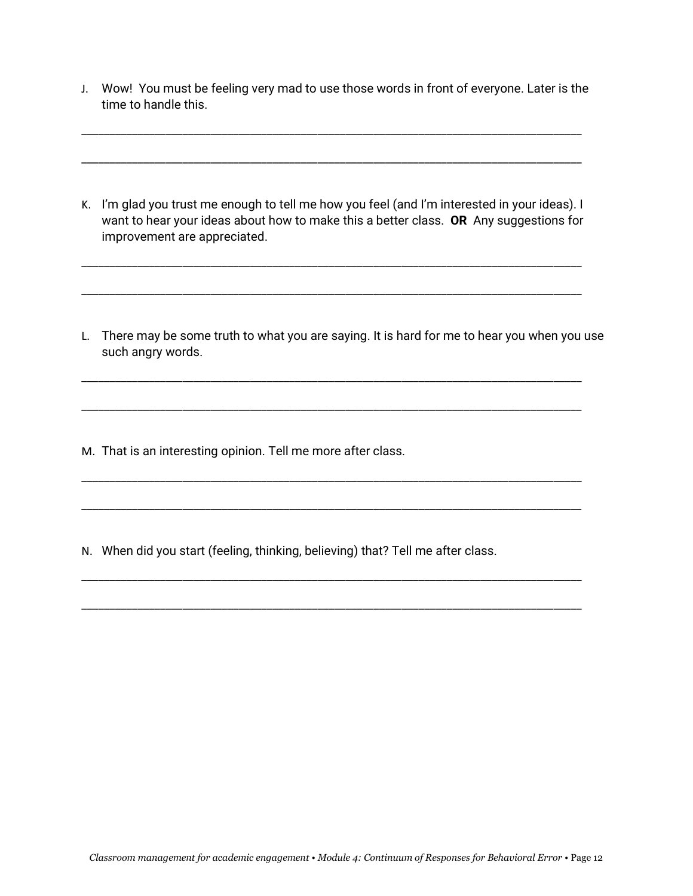J. Wow! You must be feeling very mad to use those words in front of everyone. Later is the time to handle this.

\_\_\_\_\_\_\_\_\_\_\_\_\_\_\_\_\_\_\_\_\_\_\_\_\_\_\_\_\_\_\_\_\_\_\_\_\_\_\_\_\_\_\_\_\_\_\_\_\_\_\_\_\_\_\_\_\_\_\_\_\_\_\_\_\_\_\_\_\_\_\_\_\_\_\_\_

\_\_\_\_\_\_\_\_\_\_\_\_\_\_\_\_\_\_\_\_\_\_\_\_\_\_\_\_\_\_\_\_\_\_\_\_\_\_\_\_\_\_\_\_\_\_\_\_\_\_\_\_\_\_\_\_\_\_\_\_\_\_\_\_\_\_\_\_\_\_\_\_\_\_\_\_

K. I'm glad you trust me enough to tell me how you feel (and I'm interested in your ideas). I want to hear your ideas about how to make this a better class. **OR** Any suggestions for improvement are appreciated.

\_\_\_\_\_\_\_\_\_\_\_\_\_\_\_\_\_\_\_\_\_\_\_\_\_\_\_\_\_\_\_\_\_\_\_\_\_\_\_\_\_\_\_\_\_\_\_\_\_\_\_\_\_\_\_\_\_\_\_\_\_\_\_\_\_\_\_\_\_\_\_\_\_\_\_\_

\_\_\_\_\_\_\_\_\_\_\_\_\_\_\_\_\_\_\_\_\_\_\_\_\_\_\_\_\_\_\_\_\_\_\_\_\_\_\_\_\_\_\_\_\_\_\_\_\_\_\_\_\_\_\_\_\_\_\_\_\_\_\_\_\_\_\_\_\_\_\_\_\_\_\_\_

L. There may be some truth to what you are saying. It is hard for me to hear you when you use such angry words.

\_\_\_\_\_\_\_\_\_\_\_\_\_\_\_\_\_\_\_\_\_\_\_\_\_\_\_\_\_\_\_\_\_\_\_\_\_\_\_\_\_\_\_\_\_\_\_\_\_\_\_\_\_\_\_\_\_\_\_\_\_\_\_\_\_\_\_\_\_\_\_\_\_\_\_\_

\_\_\_\_\_\_\_\_\_\_\_\_\_\_\_\_\_\_\_\_\_\_\_\_\_\_\_\_\_\_\_\_\_\_\_\_\_\_\_\_\_\_\_\_\_\_\_\_\_\_\_\_\_\_\_\_\_\_\_\_\_\_\_\_\_\_\_\_\_\_\_\_\_\_\_\_

M. That is an interesting opinion. Tell me more after class.

\_\_\_\_\_\_\_\_\_\_\_\_\_\_\_\_\_\_\_\_\_\_\_\_\_\_\_\_\_\_\_\_\_\_\_\_\_\_\_\_\_\_\_\_\_\_\_\_\_\_\_\_\_\_\_\_\_\_\_\_\_\_\_\_\_\_\_\_\_\_\_\_\_\_\_\_

\_\_\_\_\_\_\_\_\_\_\_\_\_\_\_\_\_\_\_\_\_\_\_\_\_\_\_\_\_\_\_\_\_\_\_\_\_\_\_\_\_\_\_\_\_\_\_\_\_\_\_\_\_\_\_\_\_\_\_\_\_\_\_\_\_\_\_\_\_\_\_\_\_\_\_\_

N. When did you start (feeling, thinking, believing) that? Tell me after class.

\_\_\_\_\_\_\_\_\_\_\_\_\_\_\_\_\_\_\_\_\_\_\_\_\_\_\_\_\_\_\_\_\_\_\_\_\_\_\_\_\_\_\_\_\_\_\_\_\_\_\_\_\_\_\_\_\_\_\_\_\_\_\_\_\_\_\_\_\_\_\_\_\_\_\_\_

\_\_\_\_\_\_\_\_\_\_\_\_\_\_\_\_\_\_\_\_\_\_\_\_\_\_\_\_\_\_\_\_\_\_\_\_\_\_\_\_\_\_\_\_\_\_\_\_\_\_\_\_\_\_\_\_\_\_\_\_\_\_\_\_\_\_\_\_\_\_\_\_\_\_\_\_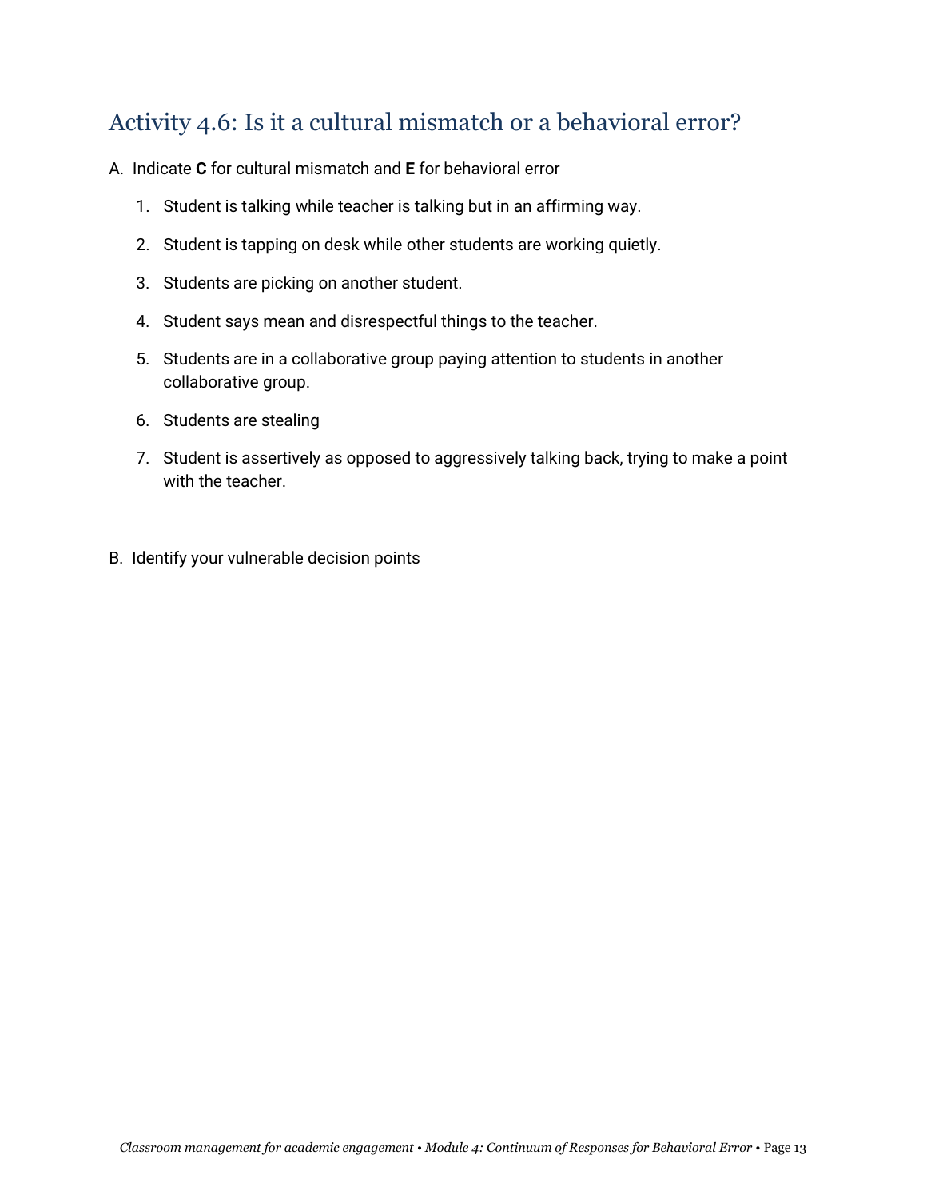## Activity 4.6: Is it a cultural mismatch or a behavioral error?

A. Indicate **C** for cultural mismatch and **E** for behavioral error

1. Student is talking while teacher is talking but in an affirming way.
2. Student is tapping on desk while other students are working quietly.
3. Students are picking on another student.
4. Student says mean and disrespectful things to the teacher.
5. Students are in a collaborative group paying attention to students in another collaborative group.
6. Students are stealing
7. Student is assertively as opposed to aggressively talking back, trying to make a point with the teacher.

B. Identify your vulnerable decision points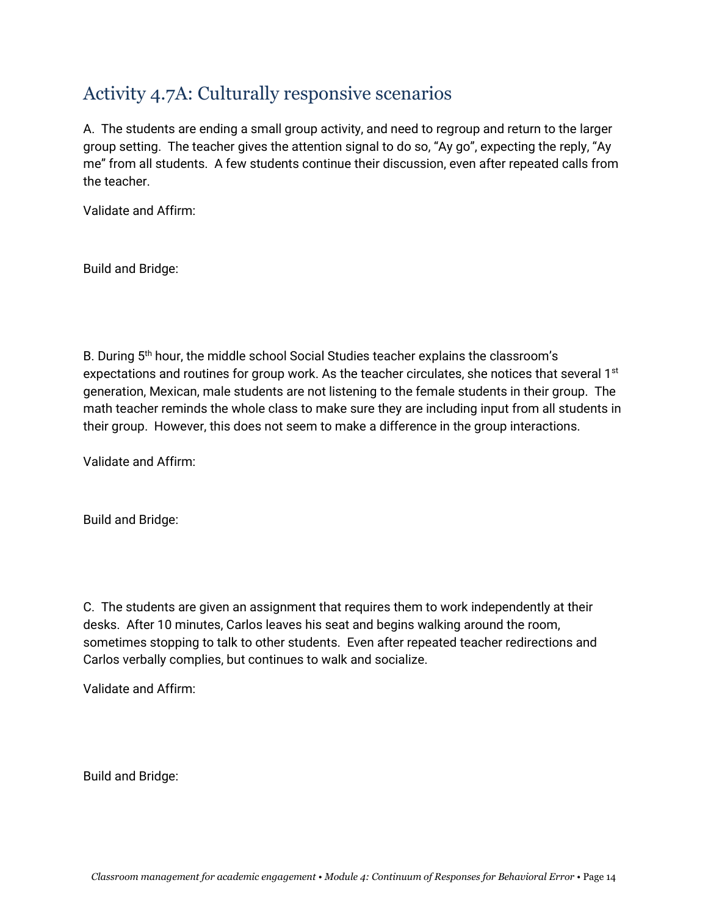## Activity 4.7A: Culturally responsive scenarios

A. The students are ending a small group activity, and need to regroup and return to the larger group setting. The teacher gives the attention signal to do so, "Ay go", expecting the reply, "Ay me" from all students. A few students continue their discussion, even after repeated calls from the teacher.

Validate and Affirm:

Build and Bridge:

B. During 5th hour, the middle school Social Studies teacher explains the classroom's expectations and routines for group work. As the teacher circulates, she notices that several 1st generation, Mexican, male students are not listening to the female students in their group. The math teacher reminds the whole class to make sure they are including input from all students in their group. However, this does not seem to make a difference in the group interactions.

Validate and Affirm:

Build and Bridge:

C. The students are given an assignment that requires them to work independently at their desks. After 10 minutes, Carlos leaves his seat and begins walking around the room, sometimes stopping to talk to other students. Even after repeated teacher redirections and Carlos verbally complies, but continues to walk and socialize.

Validate and Affirm:

Build and Bridge: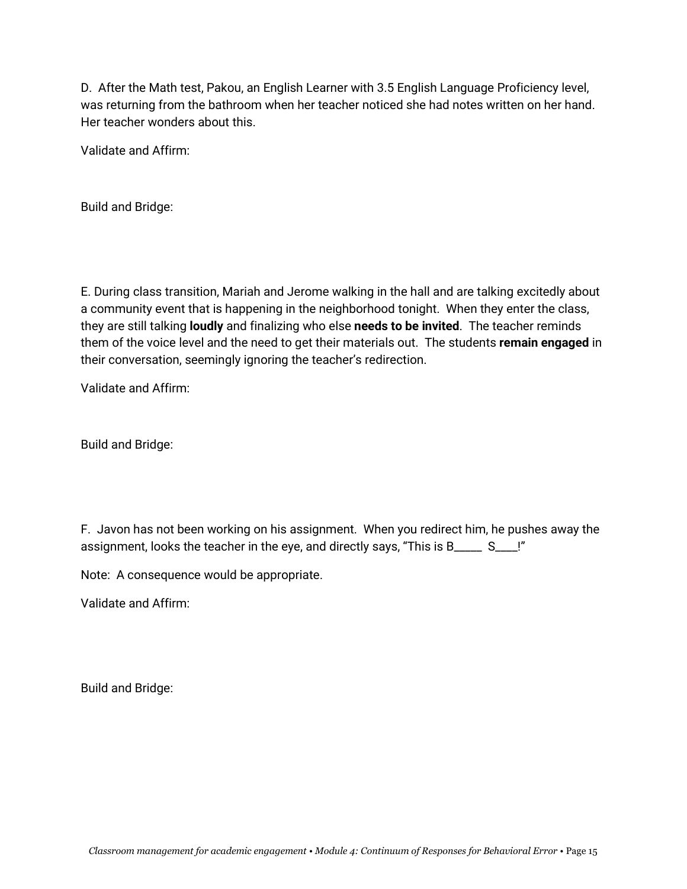D. After the Math test, Pakou, an English Learner with 3.5 English Language Proficiency level, was returning from the bathroom when her teacher noticed she had notes written on her hand. Her teacher wonders about this.

Validate and Affirm:

Build and Bridge:

E. During class transition, Mariah and Jerome walking in the hall and are talking excitedly about a community event that is happening in the neighborhood tonight. When they enter the class, they are still talking **loudly** and finalizing who else **needs to be invited**. The teacher reminds them of the voice level and the need to get their materials out. The students **remain engaged** in their conversation, seemingly ignoring the teacher's redirection.

Validate and Affirm:

Build and Bridge:

F. Javon has not been working on his assignment. When you redirect him, he pushes away the assignment, looks the teacher in the eye, and directly says, "This is B_____ S____!"

Note: A consequence would be appropriate.

Validate and Affirm:

Build and Bridge: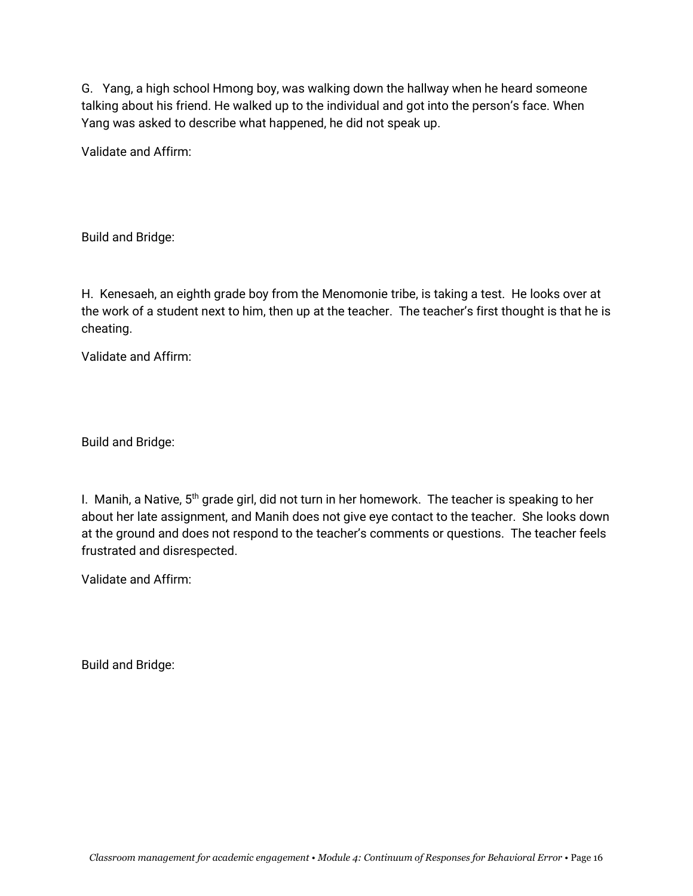G. Yang, a high school Hmong boy, was walking down the hallway when he heard someone talking about his friend. He walked up to the individual and got into the person's face. When Yang was asked to describe what happened, he did not speak up.

Validate and Affirm:

Build and Bridge:

H. Kenesaeh, an eighth grade boy from the Menomonie tribe, is taking a test. He looks over at the work of a student next to him, then up at the teacher. The teacher's first thought is that he is cheating.

Validate and Affirm:

Build and Bridge:

I. Manih, a Native, 5th grade girl, did not turn in her homework. The teacher is speaking to her about her late assignment, and Manih does not give eye contact to the teacher. She looks down at the ground and does not respond to the teacher's comments or questions. The teacher feels frustrated and disrespected.

Validate and Affirm:

Build and Bridge: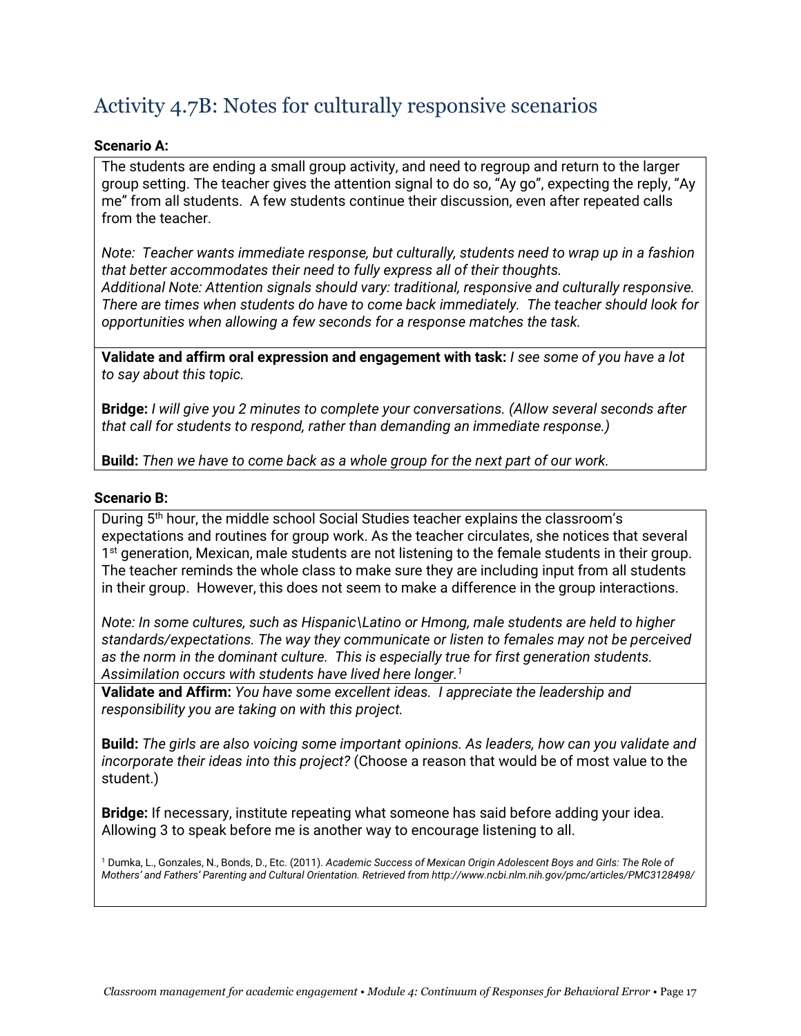## Activity 4.7B: Notes for culturally responsive scenarios

**Scenario A:**

The students are ending a small group activity, and need to regroup and return to the larger group setting. The teacher gives the attention signal to do so, "Ay go", expecting the reply, "Ay me" from all students. A few students continue their discussion, even after repeated calls from the teacher.

*Note: Teacher wants immediate response, but culturally, students need to wrap up in a fashion that better accommodates their need to fully express all of their thoughts.*
*Additional Note: Attention signals should vary: traditional, responsive and culturally responsive. There are times when students do have to come back immediately. The teacher should look for opportunities when allowing a few seconds for a response matches the task.*

**Validate and affirm oral expression and engagement with task:** *I see some of you have a lot to say about this topic.*

**Bridge:** *I will give you 2 minutes to complete your conversations. (Allow several seconds after that call for students to respond, rather than demanding an immediate response.)*

**Build:** *Then we have to come back as a whole group for the next part of our work.*

**Scenario B:**

During 5th hour, the middle school Social Studies teacher explains the classroom's expectations and routines for group work. As the teacher circulates, she notices that several 1st generation, Mexican, male students are not listening to the female students in their group. The teacher reminds the whole class to make sure they are including input from all students in their group. However, this does not seem to make a difference in the group interactions.

*Note: In some cultures, such as Hispanic\Latino or Hmong, male students are held to higher standards/expectations. The way they communicate or listen to females may not be perceived as the norm in the dominant culture. This is especially true for first generation students. Assimilation occurs with students have lived here longer.[1]*

**Validate and Affirm:** *You have some excellent ideas. I appreciate the leadership and responsibility you are taking on with this project.*

**Build:** *The girls are also voicing some important opinions. As leaders, how can you validate and incorporate their ideas into this project?* (Choose a reason that would be of most value to the student.)

**Bridge:** If necessary, institute repeating what someone has said before adding your idea. Allowing 3 to speak before me is another way to encourage listening to all.

[1] Dumka, L., Gonzales, N., Bonds, D., Etc. (2011). *Academic Success of Mexican Origin Adolescent Boys and Girls: The Role of Mothers' and Fathers' Parenting and Cultural Orientation. Retrieved from http://www.ncbi.nlm.nih.gov/pmc/articles/PMC3128498/*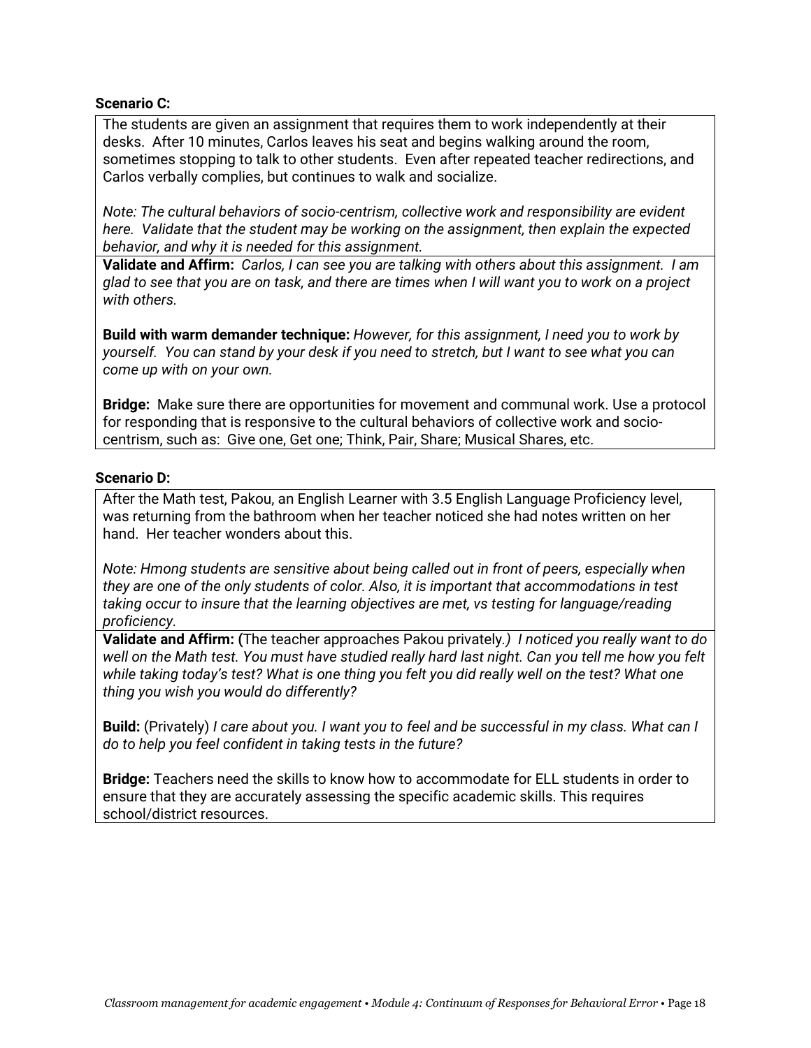**Scenario C:**

The students are given an assignment that requires them to work independently at their desks. After 10 minutes, Carlos leaves his seat and begins walking around the room, sometimes stopping to talk to other students. Even after repeated teacher redirections, and Carlos verbally complies, but continues to walk and socialize.

*Note: The cultural behaviors of socio-centrism, collective work and responsibility are evident here. Validate that the student may be working on the assignment, then explain the expected behavior, and why it is needed for this assignment.*

**Validate and Affirm:** *Carlos, I can see you are talking with others about this assignment. I am glad to see that you are on task, and there are times when I will want you to work on a project with others.*

**Build with warm demander technique:** *However, for this assignment, I need you to work by yourself. You can stand by your desk if you need to stretch, but I want to see what you can come up with on your own.*

**Bridge:** Make sure there are opportunities for movement and communal work. Use a protocol for responding that is responsive to the cultural behaviors of collective work and socio-centrism, such as: Give one, Get one; Think, Pair, Share; Musical Shares, etc.

**Scenario D:**

After the Math test, Pakou, an English Learner with 3.5 English Language Proficiency level, was returning from the bathroom when her teacher noticed she had notes written on her hand. Her teacher wonders about this.

*Note: Hmong students are sensitive about being called out in front of peers, especially when they are one of the only students of color. Also, it is important that accommodations in test taking occur to insure that the learning objectives are met, vs testing for language/reading proficiency.*

**Validate and Affirm:** (The teacher approaches Pakou privately.) *I noticed you really want to do well on the Math test. You must have studied really hard last night. Can you tell me how you felt while taking today's test? What is one thing you felt you did really well on the test? What one thing you wish you would do differently?*

**Build:** (Privately) *I care about you. I want you to feel and be successful in my class. What can I do to help you feel confident in taking tests in the future?*

**Bridge:** Teachers need the skills to know how to accommodate for ELL students in order to ensure that they are accurately assessing the specific academic skills. This requires school/district resources.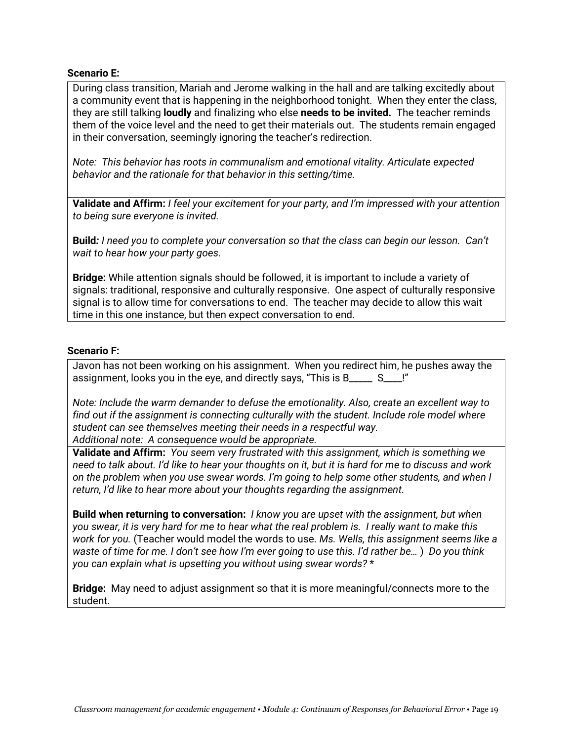**Scenario E:**

During class transition, Mariah and Jerome walking in the hall and are talking excitedly about a community event that is happening in the neighborhood tonight. When they enter the class, they are still talking **loudly** and finalizing who else **needs to be invited.** The teacher reminds them of the voice level and the need to get their materials out. The students remain engaged in their conversation, seemingly ignoring the teacher's redirection.

*Note: This behavior has roots in communalism and emotional vitality. Articulate expected behavior and the rationale for that behavior in this setting/time.*

**Validate and Affirm:** *I feel your excitement for your party, and I'm impressed with your attention to being sure everyone is invited.*

**Build***: I need you to complete your conversation so that the class can begin our lesson. Can't wait to hear how your party goes.*

**Bridge:** While attention signals should be followed, it is important to include a variety of signals: traditional, responsive and culturally responsive. One aspect of culturally responsive signal is to allow time for conversations to end. The teacher may decide to allow this wait time in this one instance, but then expect conversation to end.

**Scenario F:**

Javon has not been working on his assignment. When you redirect him, he pushes away the assignment, looks you in the eye, and directly says, "This is B_____ S____!"

*Note: Include the warm demander to defuse the emotionality. Also, create an excellent way to find out if the assignment is connecting culturally with the student. Include role model where student can see themselves meeting their needs in a respectful way.*
*Additional note: A consequence would be appropriate.*

**Validate and Affirm:** *You seem very frustrated with this assignment, which is something we need to talk about. I'd like to hear your thoughts on it, but it is hard for me to discuss and work on the problem when you use swear words. I'm going to help some other students, and when I return, I'd like to hear more about your thoughts regarding the assignment.*

**Build when returning to conversation:** *I know you are upset with the assignment, but when you swear, it is very hard for me to hear what the real problem is. I really want to make this work for you.* (Teacher would model the words to use. *Ms. Wells, this assignment seems like a waste of time for me. I don't see how I'm ever going to use this. I'd rather be…* ) *Do you think you can explain what is upsetting you without using swear words? **

**Bridge:** May need to adjust assignment so that it is more meaningful/connects more to the student.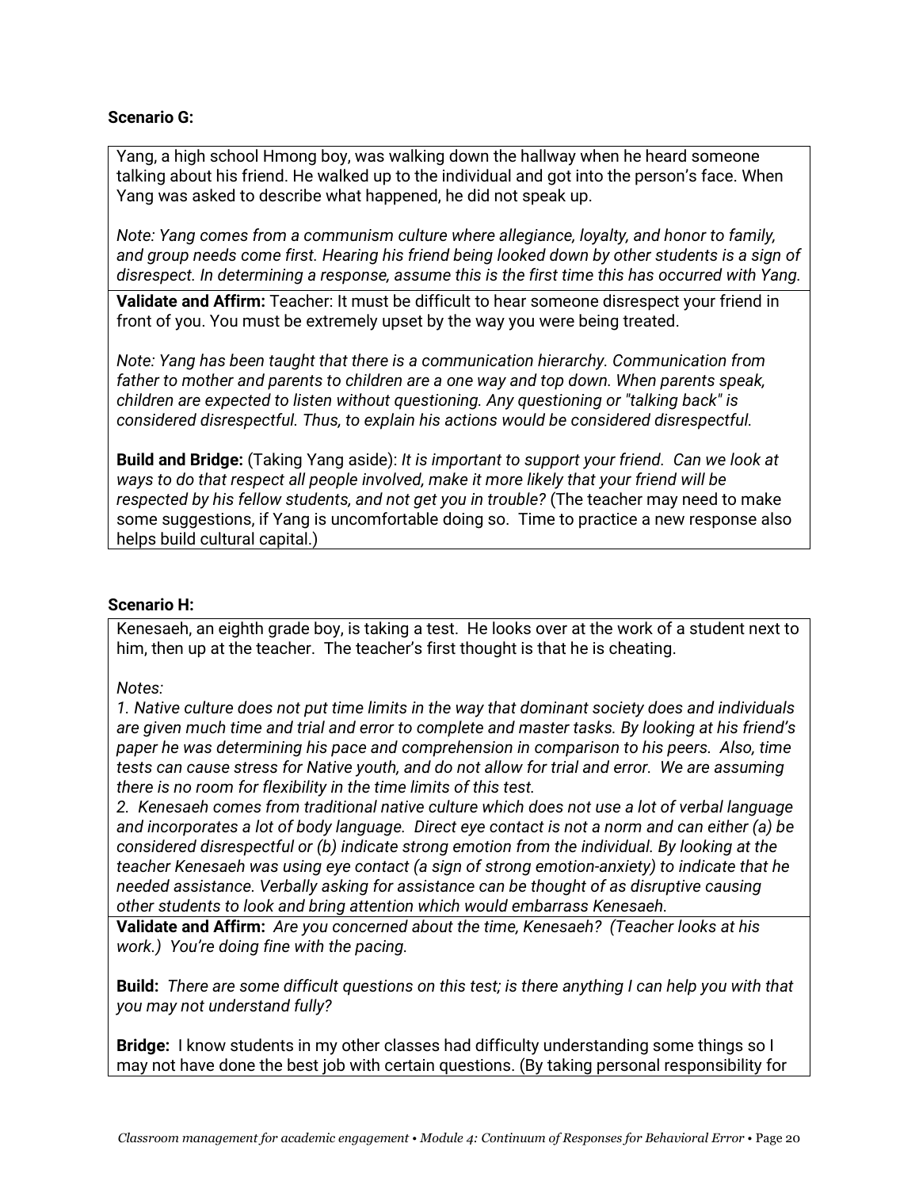**Scenario G:**

Yang, a high school Hmong boy, was walking down the hallway when he heard someone talking about his friend. He walked up to the individual and got into the person's face. When Yang was asked to describe what happened, he did not speak up.

*Note: Yang comes from a communism culture where allegiance, loyalty, and honor to family, and group needs come first. Hearing his friend being looked down by other students is a sign of disrespect. In determining a response, assume this is the first time this has occurred with Yang.*

**Validate and Affirm:** Teacher: It must be difficult to hear someone disrespect your friend in front of you. You must be extremely upset by the way you were being treated.

*Note: Yang has been taught that there is a communication hierarchy. Communication from father to mother and parents to children are a one way and top down. When parents speak, children are expected to listen without questioning. Any questioning or "talking back" is considered disrespectful. Thus, to explain his actions would be considered disrespectful.*

**Build and Bridge:** (Taking Yang aside): *It is important to support your friend. Can we look at ways to do that respect all people involved, make it more likely that your friend will be respected by his fellow students, and not get you in trouble?* (The teacher may need to make some suggestions, if Yang is uncomfortable doing so. Time to practice a new response also helps build cultural capital.)

**Scenario H:**

Kenesaeh, an eighth grade boy, is taking a test. He looks over at the work of a student next to him, then up at the teacher. The teacher's first thought is that he is cheating.

*Notes:*

*1. Native culture does not put time limits in the way that dominant society does and individuals are given much time and trial and error to complete and master tasks. By looking at his friend's paper he was determining his pace and comprehension in comparison to his peers. Also, time tests can cause stress for Native youth, and do not allow for trial and error. We are assuming there is no room for flexibility in the time limits of this test.*

*2. Kenesaeh comes from traditional native culture which does not use a lot of verbal language and incorporates a lot of body language. Direct eye contact is not a norm and can either (a) be considered disrespectful or (b) indicate strong emotion from the individual. By looking at the teacher Kenesaeh was using eye contact (a sign of strong emotion-anxiety) to indicate that he needed assistance. Verbally asking for assistance can be thought of as disruptive causing other students to look and bring attention which would embarrass Kenesaeh.*

**Validate and Affirm:** *Are you concerned about the time, Kenesaeh? (Teacher looks at his work.) You're doing fine with the pacing.*

**Build:** *There are some difficult questions on this test; is there anything I can help you with that you may not understand fully?*

**Bridge:** I know students in my other classes had difficulty understanding some things so I may not have done the best job with certain questions. (By taking personal responsibility for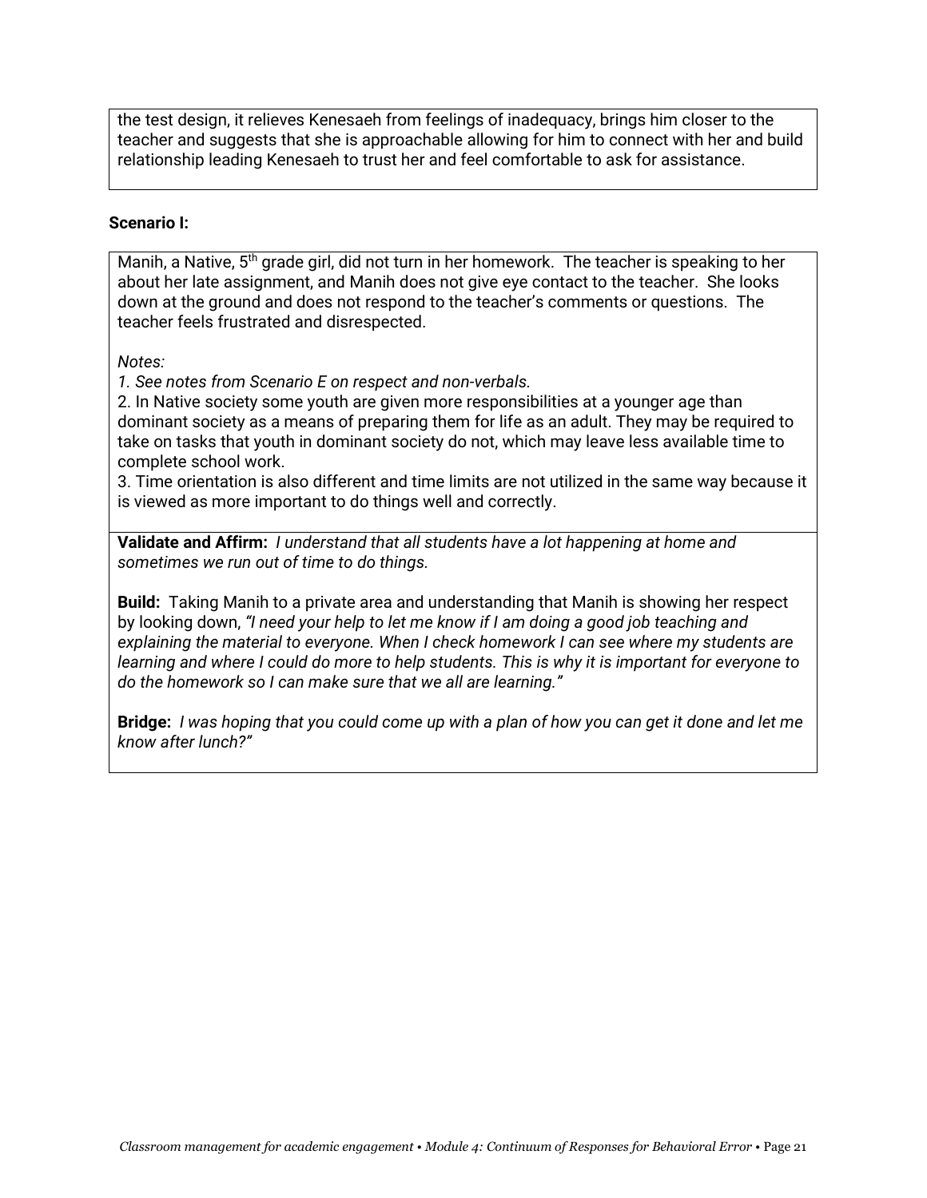the test design, it relieves Kenesaeh from feelings of inadequacy, brings him closer to the teacher and suggests that she is approachable allowing for him to connect with her and build relationship leading Kenesaeh to trust her and feel comfortable to ask for assistance.

**Scenario I:**

Manih, a Native, 5th grade girl, did not turn in her homework. The teacher is speaking to her about her late assignment, and Manih does not give eye contact to the teacher. She looks down at the ground and does not respond to the teacher's comments or questions. The teacher feels frustrated and disrespected.

*Notes:*

*1. See notes from Scenario E on respect and non-verbals.*

2. In Native society some youth are given more responsibilities at a younger age than dominant society as a means of preparing them for life as an adult. They may be required to take on tasks that youth in dominant society do not, which may leave less available time to complete school work.

3. Time orientation is also different and time limits are not utilized in the same way because it is viewed as more important to do things well and correctly.

**Validate and Affirm:** *I understand that all students have a lot happening at home and sometimes we run out of time to do things.*

**Build:** Taking Manih to a private area and understanding that Manih is showing her respect by looking down, *"I need your help to let me know if I am doing a good job teaching and explaining the material to everyone. When I check homework I can see where my students are learning and where I could do more to help students. This is why it is important for everyone to do the homework so I can make sure that we all are learning."*

**Bridge:** *I was hoping that you could come up with a plan of how you can get it done and let me know after lunch?"*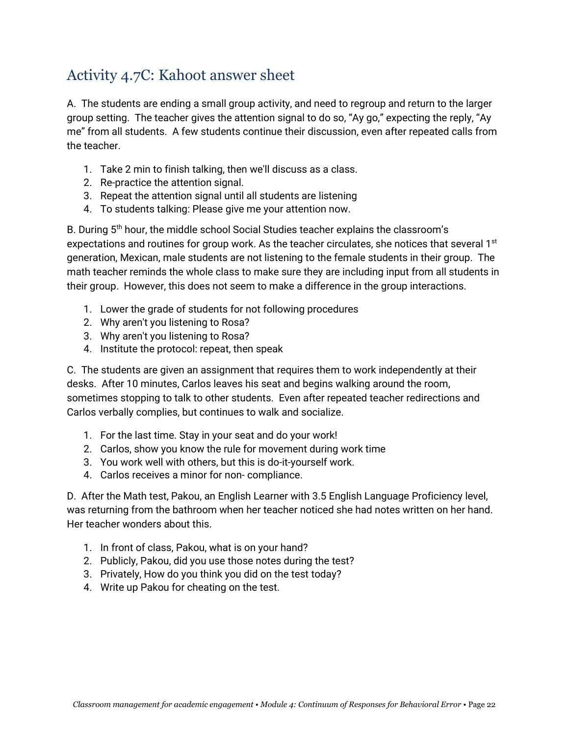## Activity 4.7C: Kahoot answer sheet

A. The students are ending a small group activity, and need to regroup and return to the larger group setting. The teacher gives the attention signal to do so, "Ay go," expecting the reply, "Ay me" from all students. A few students continue their discussion, even after repeated calls from the teacher.

1. Take 2 min to finish talking, then we'll discuss as a class.
2. Re-practice the attention signal.
3. Repeat the attention signal until all students are listening
4. To students talking: Please give me your attention now.

B. During 5th hour, the middle school Social Studies teacher explains the classroom's expectations and routines for group work. As the teacher circulates, she notices that several 1st generation, Mexican, male students are not listening to the female students in their group. The math teacher reminds the whole class to make sure they are including input from all students in their group. However, this does not seem to make a difference in the group interactions.

1. Lower the grade of students for not following procedures
2. Why aren't you listening to Rosa?
3. Why aren't you listening to Rosa?
4. Institute the protocol: repeat, then speak

C. The students are given an assignment that requires them to work independently at their desks. After 10 minutes, Carlos leaves his seat and begins walking around the room, sometimes stopping to talk to other students. Even after repeated teacher redirections and Carlos verbally complies, but continues to walk and socialize.

1. For the last time. Stay in your seat and do your work!
2. Carlos, show you know the rule for movement during work time
3. You work well with others, but this is do-it-yourself work.
4. Carlos receives a minor for non- compliance.

D. After the Math test, Pakou, an English Learner with 3.5 English Language Proficiency level, was returning from the bathroom when her teacher noticed she had notes written on her hand. Her teacher wonders about this.

1. In front of class, Pakou, what is on your hand?
2. Publicly, Pakou, did you use those notes during the test?
3. Privately, How do you think you did on the test today?
4. Write up Pakou for cheating on the test.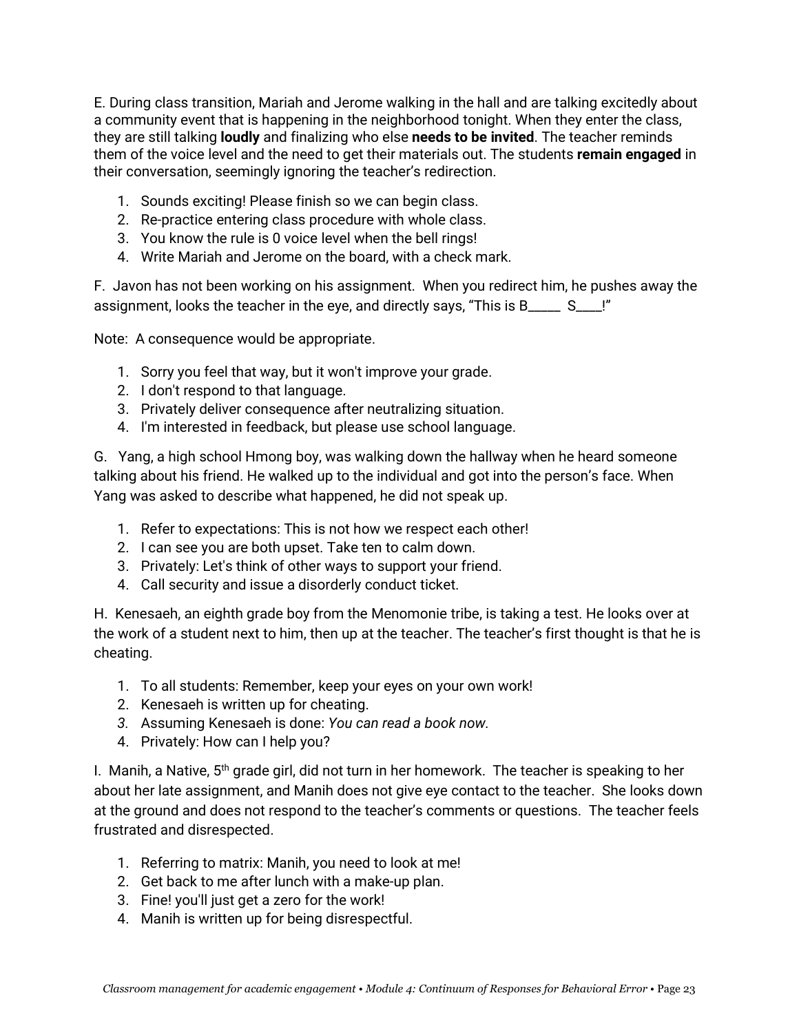E. During class transition, Mariah and Jerome walking in the hall and are talking excitedly about a community event that is happening in the neighborhood tonight. When they enter the class, they are still talking **loudly** and finalizing who else **needs to be invited**. The teacher reminds them of the voice level and the need to get their materials out. The students **remain engaged** in their conversation, seemingly ignoring the teacher's redirection.

1. Sounds exciting! Please finish so we can begin class.
2. Re-practice entering class procedure with whole class.
3. You know the rule is 0 voice level when the bell rings!
4. Write Mariah and Jerome on the board, with a check mark.

F. Javon has not been working on his assignment. When you redirect him, he pushes away the assignment, looks the teacher in the eye, and directly says, "This is B_____ S____!"

Note: A consequence would be appropriate.

1. Sorry you feel that way, but it won't improve your grade.
2. I don't respond to that language.
3. Privately deliver consequence after neutralizing situation.
4. I'm interested in feedback, but please use school language.

G. Yang, a high school Hmong boy, was walking down the hallway when he heard someone talking about his friend. He walked up to the individual and got into the person's face. When Yang was asked to describe what happened, he did not speak up.

1. Refer to expectations: This is not how we respect each other!
2. I can see you are both upset. Take ten to calm down.
3. Privately: Let's think of other ways to support your friend.
4. Call security and issue a disorderly conduct ticket.

H. Kenesaeh, an eighth grade boy from the Menomonie tribe, is taking a test. He looks over at the work of a student next to him, then up at the teacher. The teacher's first thought is that he is cheating.

1. To all students: Remember, keep your eyes on your own work!
2. Kenesaeh is written up for cheating.
3. Assuming Kenesaeh is done: *You can read a book now*.
4. Privately: How can I help you?

I. Manih, a Native, 5th grade girl, did not turn in her homework. The teacher is speaking to her about her late assignment, and Manih does not give eye contact to the teacher. She looks down at the ground and does not respond to the teacher's comments or questions. The teacher feels frustrated and disrespected.

1. Referring to matrix: Manih, you need to look at me!
2. Get back to me after lunch with a make-up plan.
3. Fine! you'll just get a zero for the work!
4. Manih is written up for being disrespectful.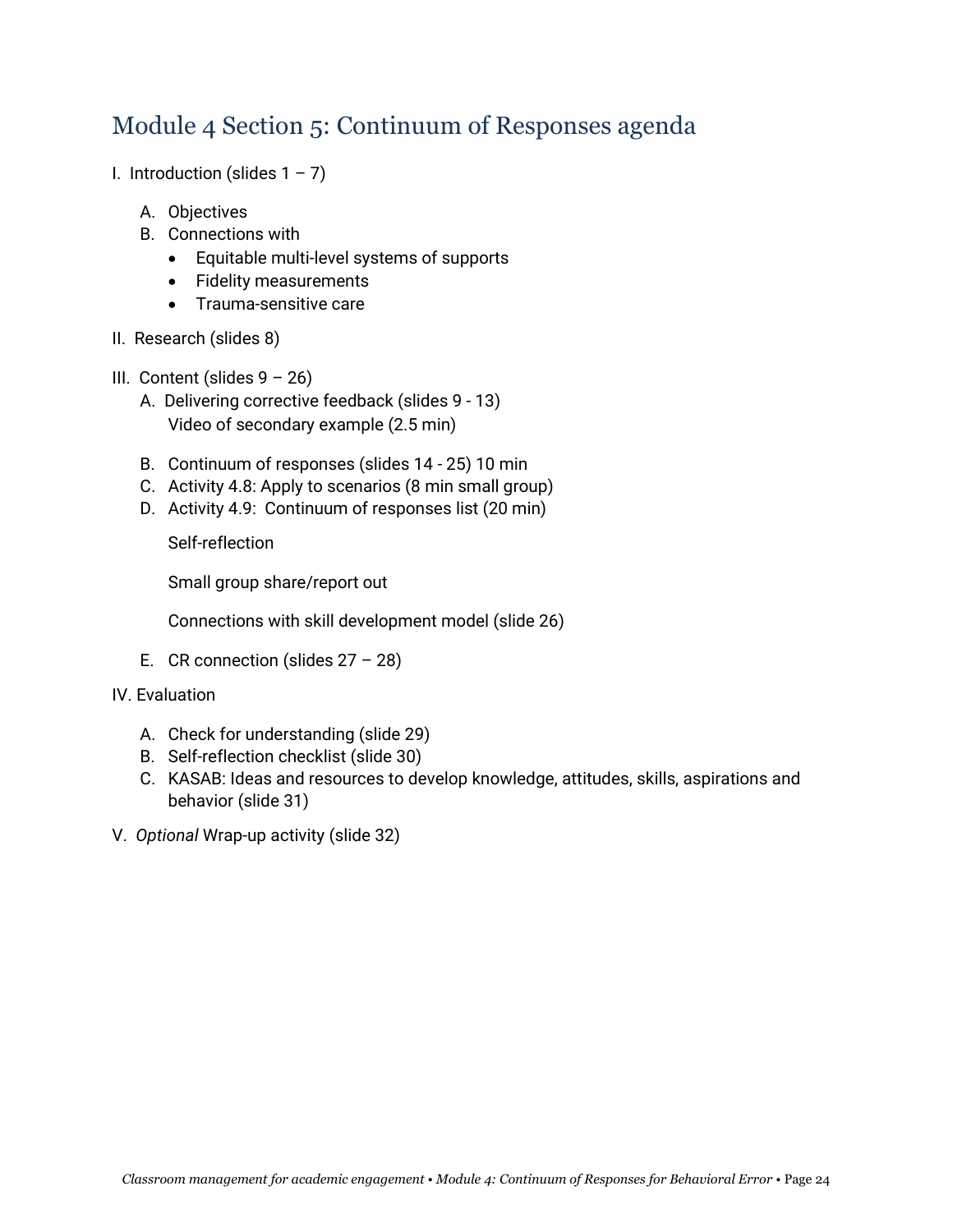## Module 4 Section 5: Continuum of Responses agenda

I. Introduction (slides 1 – 7)

   A. Objectives
   B. Connections with
      - Equitable multi-level systems of supports
      - Fidelity measurements
      - Trauma-sensitive care

II. Research (slides 8)

III. Content (slides 9 – 26)

   A. Delivering corrective feedback (slides 9 - 13)
      Video of secondary example (2.5 min)

   B. Continuum of responses (slides 14 - 25) 10 min
   C. Activity 4.8: Apply to scenarios (8 min small group)
   D. Activity 4.9: Continuum of responses list (20 min)

      Self-reflection

      Small group share/report out

      Connections with skill development model (slide 26)

   E. CR connection (slides 27 – 28)

IV. Evaluation

   A. Check for understanding (slide 29)
   B. Self-reflection checklist (slide 30)
   C. KASAB: Ideas and resources to develop knowledge, attitudes, skills, aspirations and behavior (slide 31)

V. *Optional* Wrap-up activity (slide 32)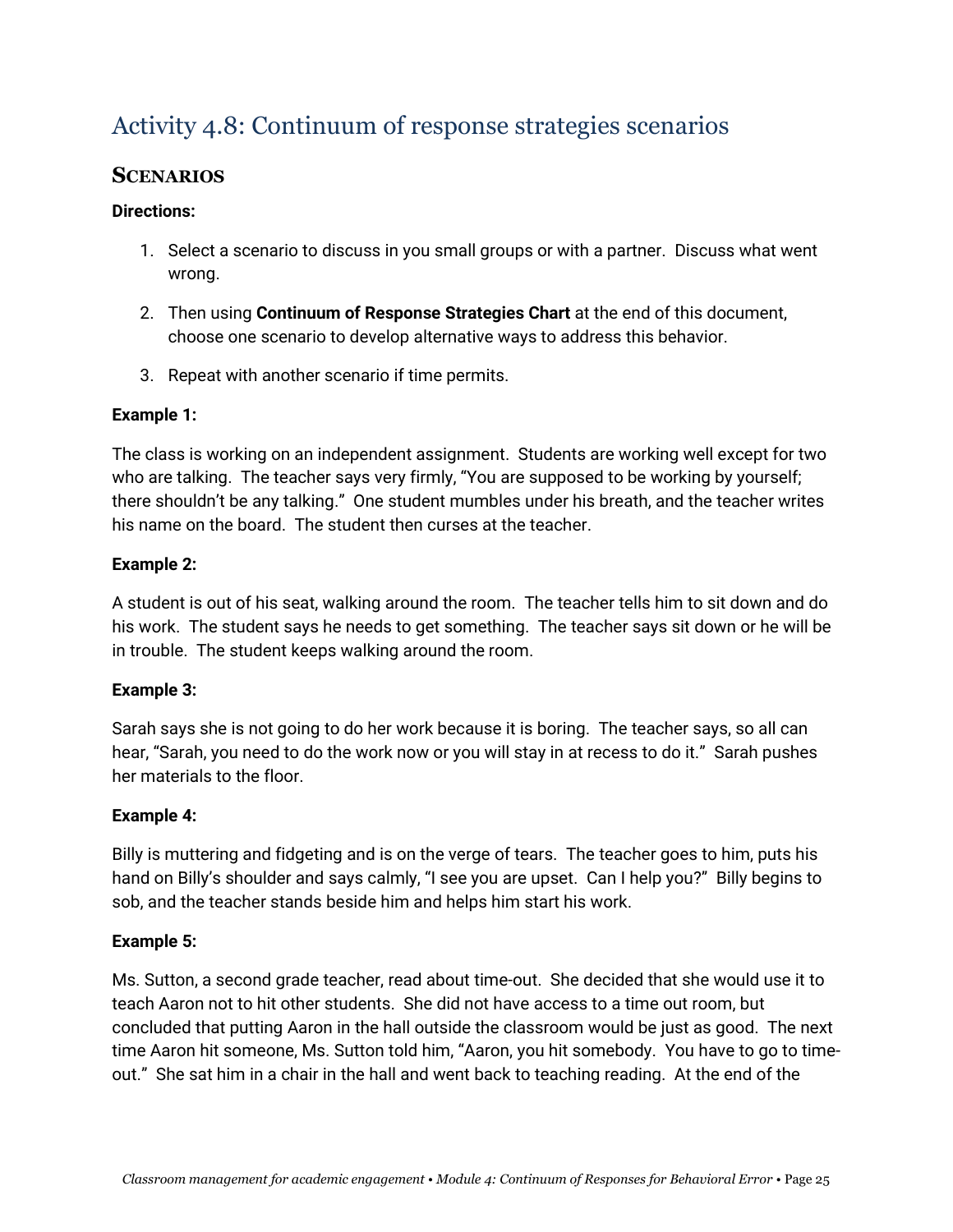## Activity 4.8: Continuum of response strategies scenarios

### Scenarios

**Directions:**

1. Select a scenario to discuss in you small groups or with a partner. Discuss what went wrong.
2. Then using **Continuum of Response Strategies Chart** at the end of this document, choose one scenario to develop alternative ways to address this behavior.
3. Repeat with another scenario if time permits.

**Example 1:**

The class is working on an independent assignment. Students are working well except for two who are talking. The teacher says very firmly, "You are supposed to be working by yourself; there shouldn't be any talking." One student mumbles under his breath, and the teacher writes his name on the board. The student then curses at the teacher.

**Example 2:**

A student is out of his seat, walking around the room. The teacher tells him to sit down and do his work. The student says he needs to get something. The teacher says sit down or he will be in trouble. The student keeps walking around the room.

**Example 3:**

Sarah says she is not going to do her work because it is boring. The teacher says, so all can hear, "Sarah, you need to do the work now or you will stay in at recess to do it." Sarah pushes her materials to the floor.

**Example 4:**

Billy is muttering and fidgeting and is on the verge of tears. The teacher goes to him, puts his hand on Billy's shoulder and says calmly, "I see you are upset. Can I help you?" Billy begins to sob, and the teacher stands beside him and helps him start his work.

**Example 5:**

Ms. Sutton, a second grade teacher, read about time-out. She decided that she would use it to teach Aaron not to hit other students. She did not have access to a time out room, but concluded that putting Aaron in the hall outside the classroom would be just as good. The next time Aaron hit someone, Ms. Sutton told him, "Aaron, you hit somebody. You have to go to time-out." She sat him in a chair in the hall and went back to teaching reading. At the end of the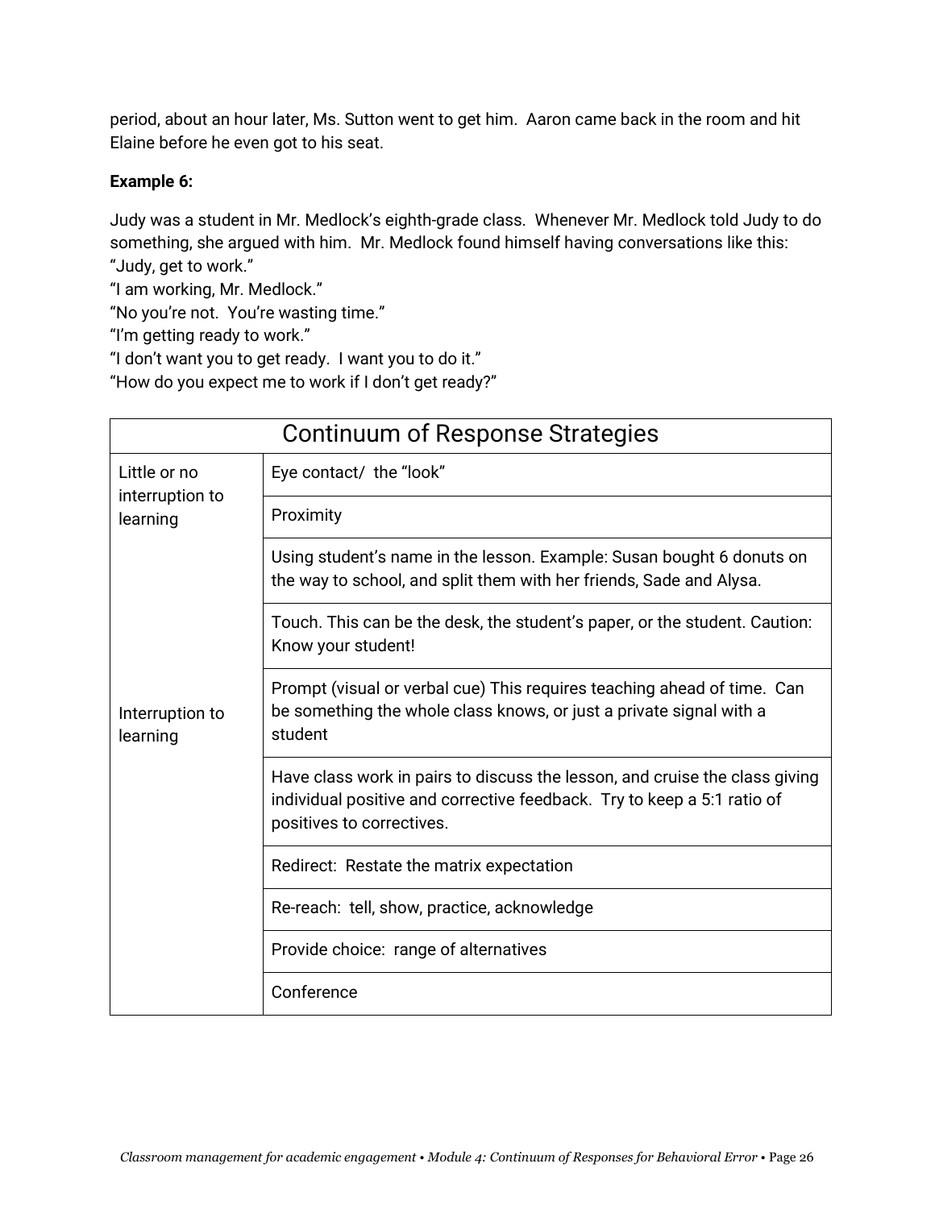period, about an hour later, Ms. Sutton went to get him. Aaron came back in the room and hit Elaine before he even got to his seat.

**Example 6:**

Judy was a student in Mr. Medlock's eighth-grade class. Whenever Mr. Medlock told Judy to do something, she argued with him. Mr. Medlock found himself having conversations like this:
"Judy, get to work."
"I am working, Mr. Medlock."
"No you're not. You're wasting time."
"I'm getting ready to work."
"I don't want you to get ready. I want you to do it."
"How do you expect me to work if I don't get ready?"

| Continuum of Response Strategies | |
|---|---|
| Little or no interruption to learning | Eye contact/ the "look" |
| | Proximity |
| | Using student's name in the lesson. Example: Susan bought 6 donuts on the way to school, and split them with her friends, Sade and Alysa. |
| | Touch. This can be the desk, the student's paper, or the student. Caution: Know your student! |
| Interruption to learning | Prompt (visual or verbal cue) This requires teaching ahead of time. Can be something the whole class knows, or just a private signal with a student |
| | Have class work in pairs to discuss the lesson, and cruise the class giving individual positive and corrective feedback. Try to keep a 5:1 ratio of positives to correctives. |
| | Redirect: Restate the matrix expectation |
| | Re-reach: tell, show, practice, acknowledge |
| | Provide choice: range of alternatives |
| | Conference |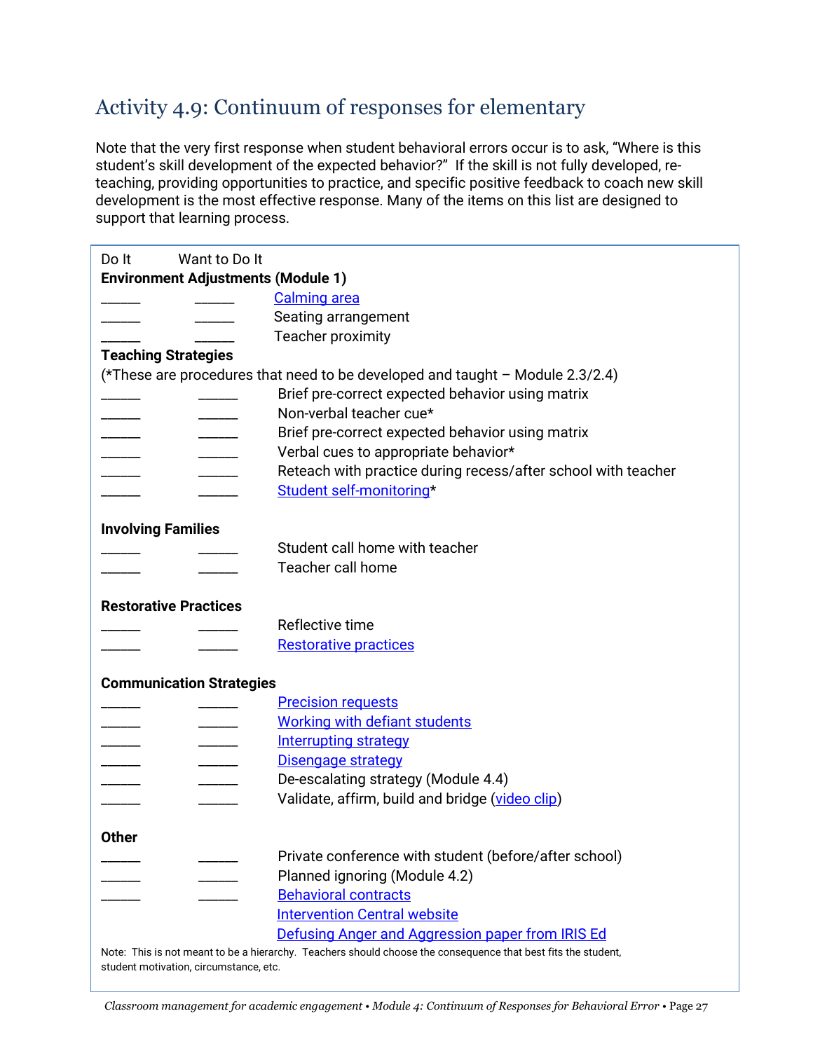## Activity 4.9: Continuum of responses for elementary

Note that the very first response when student behavioral errors occur is to ask, "Where is this student's skill development of the expected behavior?" If the skill is not fully developed, re-teaching, providing opportunities to practice, and specific positive feedback to coach new skill development is the most effective response. Many of the items on this list are designed to support that learning process.

| Do It | Want to Do It | |
|---|---|---|
| **Environment Adjustments (Module 1)** | | |
| ______ | ______ | Calming area |
| ______ | ______ | Seating arrangement |
| ______ | ______ | Teacher proximity |
| **Teaching Strategies** | | |
| (*These are procedures that need to be developed and taught – Module 2.3/2.4) | | |
| ______ | ______ | Brief pre-correct expected behavior using matrix |
| ______ | ______ | Non-verbal teacher cue* |
| ______ | ______ | Brief pre-correct expected behavior using matrix |
| ______ | ______ | Verbal cues to appropriate behavior* |
| ______ | ______ | Reteach with practice during recess/after school with teacher |
| ______ | ______ | Student self-monitoring* |
| **Involving Families** | | |
| ______ | ______ | Student call home with teacher |
| ______ | ______ | Teacher call home |
| **Restorative Practices** | | |
| ______ | ______ | Reflective time |
| ______ | ______ | Restorative practices |
| **Communication Strategies** | | |
| ______ | ______ | Precision requests |
| ______ | ______ | Working with defiant students |
| ______ | ______ | Interrupting strategy |
| ______ | ______ | Disengage strategy |
| ______ | ______ | De-escalating strategy (Module 4.4) |
| ______ | ______ | Validate, affirm, build and bridge (video clip) |
| **Other** | | |
| ______ | ______ | Private conference with student (before/after school) |
| ______ | ______ | Planned ignoring (Module 4.2) |
| ______ | ______ | Behavioral contracts |
| | | Intervention Central website |
| | | Defusing Anger and Aggression paper from IRIS Ed |

Note: This is not meant to be a hierarchy. Teachers should choose the consequence that best fits the student, student motivation, circumstance, etc.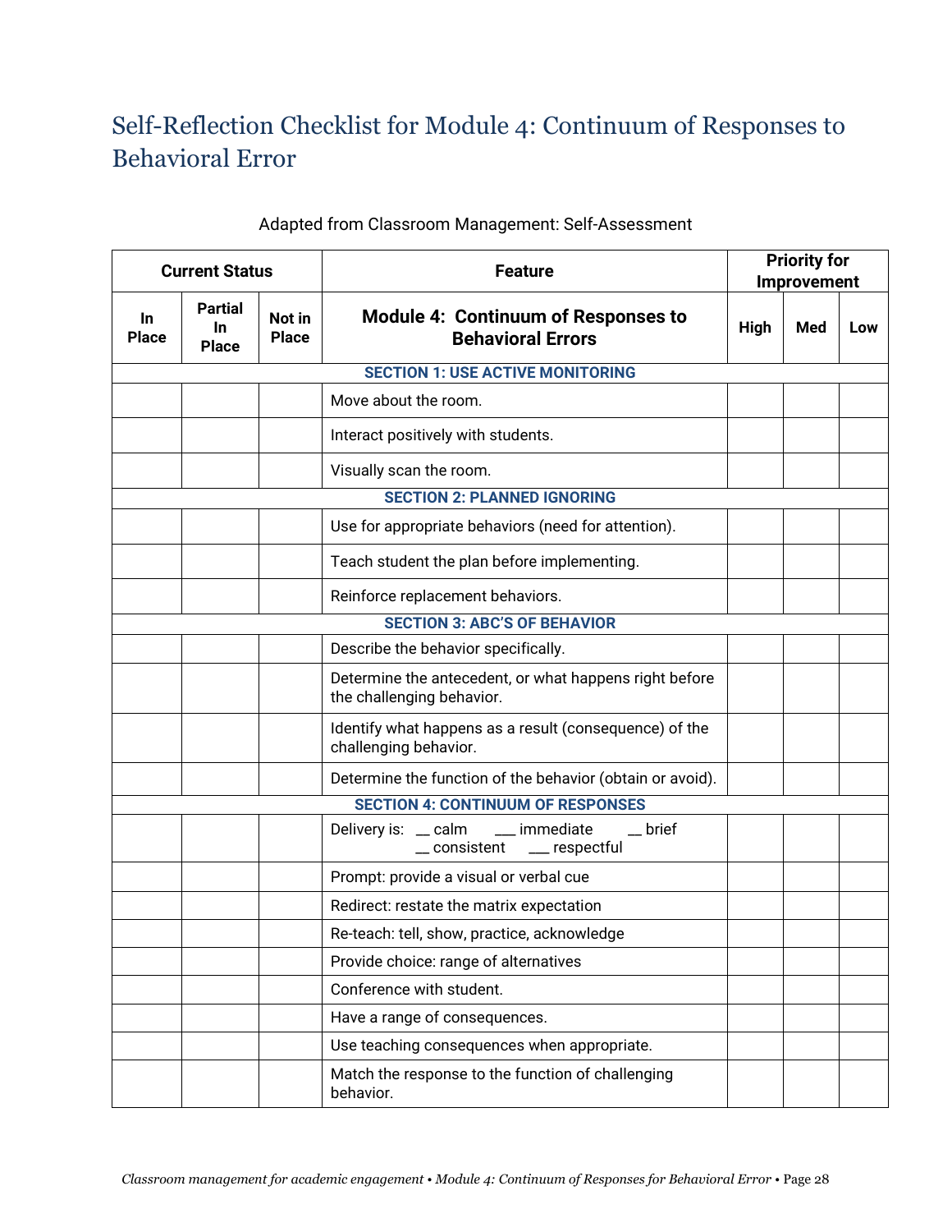# Self-Reflection Checklist for Module 4: Continuum of Responses to Behavioral Error

Adapted from Classroom Management: Self-Assessment

| Current Status | | | Feature | Priority for Improvement | | |
|---|---|---|---|---|---|---|
| In Place | Partial In Place | Not in Place | **Module 4: Continuum of Responses to Behavioral Errors** | High | Med | Low |
| | | | **SECTION 1: USE ACTIVE MONITORING** | | | |
| | | | Move about the room. | | | |
| | | | Interact positively with students. | | | |
| | | | Visually scan the room. | | | |
| | | | **SECTION 2: PLANNED IGNORING** | | | |
| | | | Use for appropriate behaviors (need for attention). | | | |
| | | | Teach student the plan before implementing. | | | |
| | | | Reinforce replacement behaviors. | | | |
| | | | **SECTION 3: ABC'S OF BEHAVIOR** | | | |
| | | | Describe the behavior specifically. | | | |
| | | | Determine the antecedent, or what happens right before the challenging behavior. | | | |
| | | | Identify what happens as a result (consequence) of the challenging behavior. | | | |
| | | | Determine the function of the behavior (obtain or avoid). | | | |
| | | | **SECTION 4: CONTINUUM OF RESPONSES** | | | |
| | | | Delivery is: __ calm ___ immediate __ brief __ consistent ___ respectful | | | |
| | | | Prompt: provide a visual or verbal cue | | | |
| | | | Redirect: restate the matrix expectation | | | |
| | | | Re-teach: tell, show, practice, acknowledge | | | |
| | | | Provide choice: range of alternatives | | | |
| | | | Conference with student. | | | |
| | | | Have a range of consequences. | | | |
| | | | Use teaching consequences when appropriate. | | | |
| | | | Match the response to the function of challenging behavior. | | | |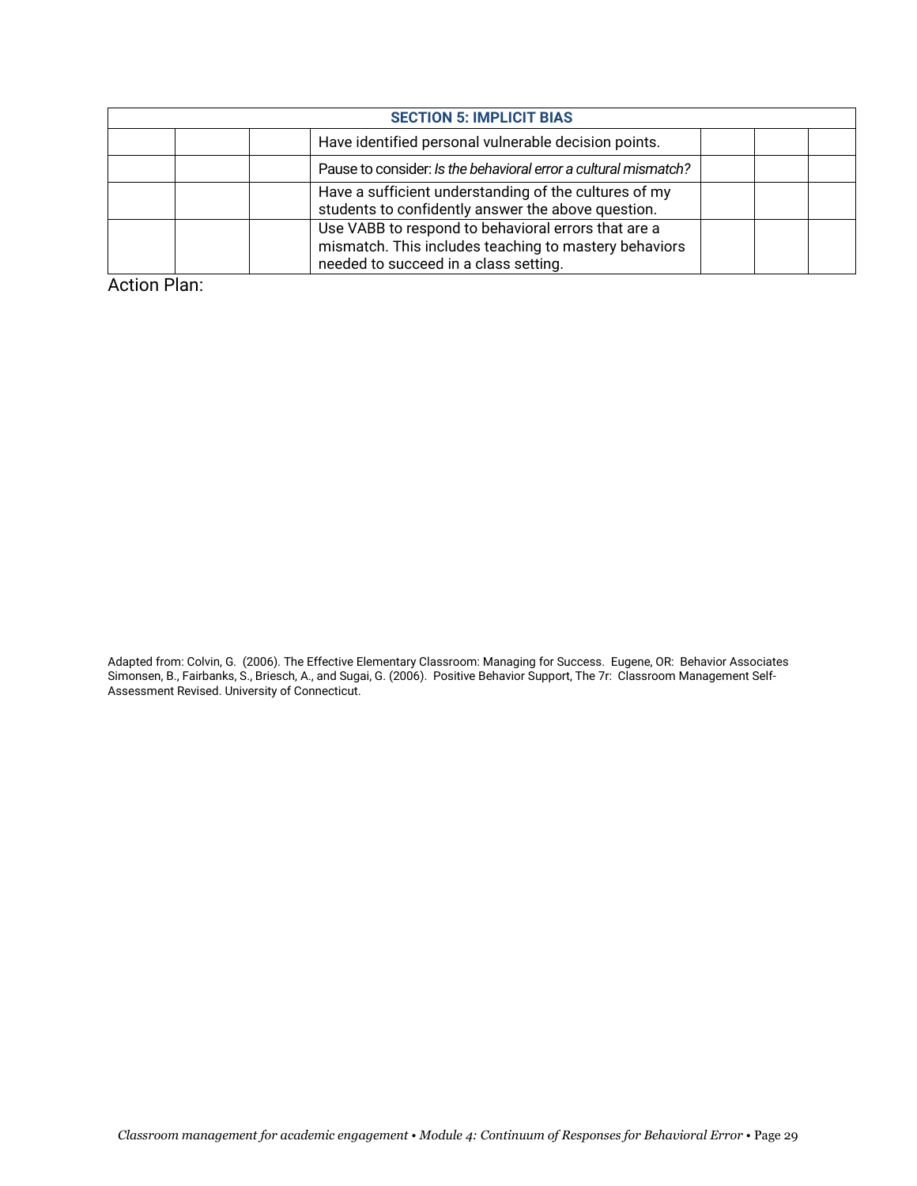| SECTION 5: IMPLICIT BIAS | | | | | | |
|---|---|---|---|---|---|---|
| | | | Have identified personal vulnerable decision points. | | | |
| | | | Pause to consider: *Is the behavioral error a cultural mismatch?* | | | |
| | | | Have a sufficient understanding of the cultures of my students to confidently answer the above question. | | | |
| | | | Use VABB to respond to behavioral errors that are a mismatch. This includes teaching to mastery behaviors needed to succeed in a class setting. | | | |

Action Plan:

Adapted from: Colvin, G. (2006). The Effective Elementary Classroom: Managing for Success. Eugene, OR: Behavior Associates
Simonsen, B., Fairbanks, S., Briesch, A., and Sugai, G. (2006). Positive Behavior Support, The 7r: Classroom Management Self-Assessment Revised. University of Connecticut.